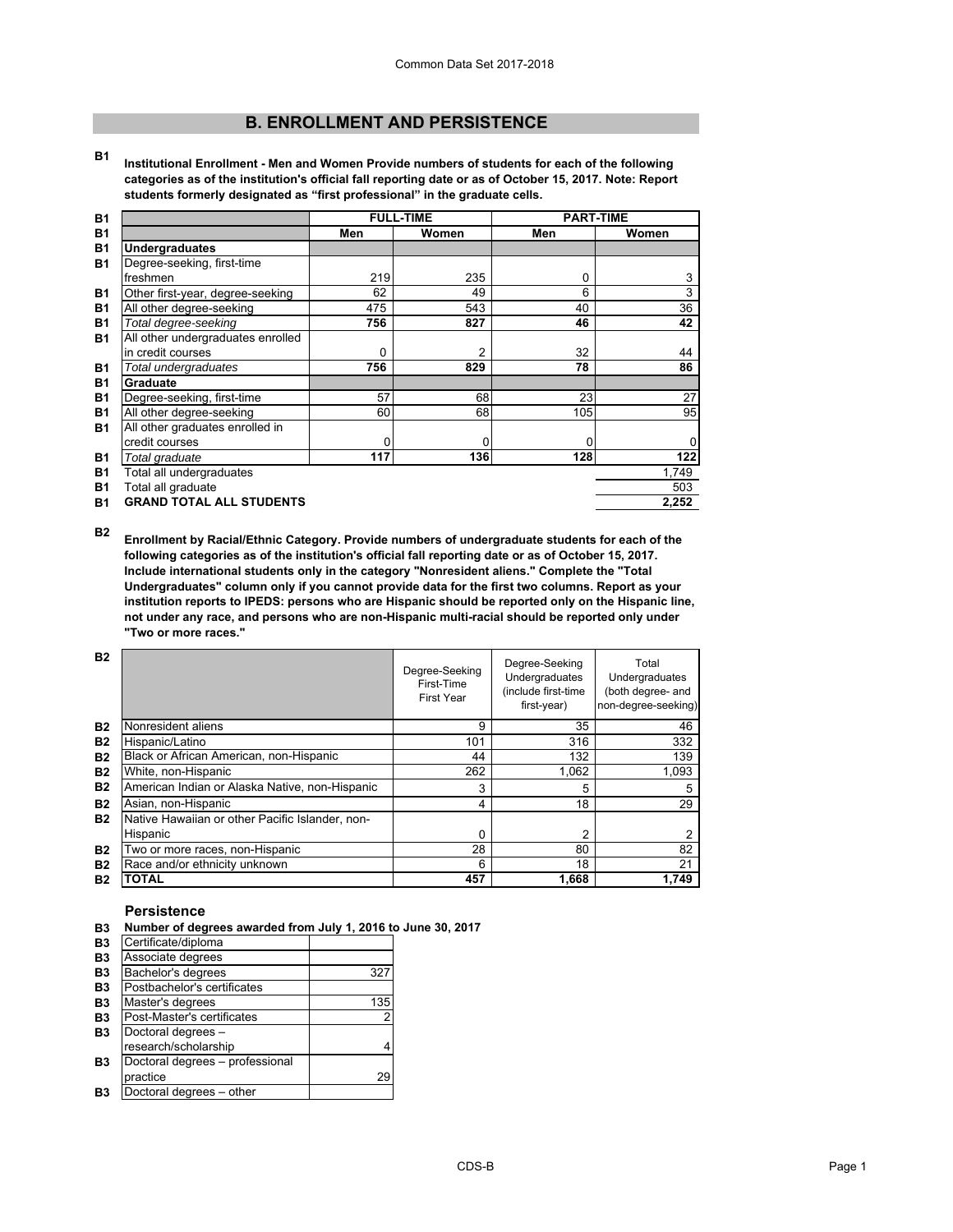## B. ENROLLMENT AND PERSISTENCE

**B1 Institutional Enrollment - Men and Women Provide numbers of students for each of the following categories as of the institution's official fall reporting date or as of October 15, 2017. Note: Report students formerly designated as "first professional" in the graduate cells.**

| | FULL-TIME | | PART-TIME | |
|---|---|---|---|---|
| | Men | Women | Men | Women |
| **Undergraduates** | | | | |
| Degree-seeking, first-time freshmen | 219 | 235 | 0 | 3 |
| Other first-year, degree-seeking | 62 | 49 | 6 | 3 |
| All other degree-seeking | 475 | 543 | 40 | 36 |
| *Total degree-seeking* | **756** | **827** | **46** | **42** |
| All other undergraduates enrolled in credit courses | 0 | 2 | 32 | 44 |
| *Total undergraduates* | **756** | **829** | **78** | **86** |
| **Graduate** | | | | |
| Degree-seeking, first-time | 57 | 68 | 23 | 27 |
| All other degree-seeking | 60 | 68 | 105 | 95 |
| All other graduates enrolled in credit courses | 0 | 0 | 0 | 0 |
| *Total graduate* | **117** | **136** | **128** | **122** |
| Total all undergraduates | | | | 1,749 |
| Total all graduate | | | | 503 |
| **GRAND TOTAL ALL STUDENTS** | | | | **2,252** |

**B2 Enrollment by Racial/Ethnic Category. Provide numbers of undergraduate students for each of the following categories as of the institution's official fall reporting date or as of October 15, 2017. Include international students only in the category "Nonresident aliens." Complete the "Total Undergraduates" column only if you cannot provide data for the first two columns. Report as your institution reports to IPEDS: persons who are Hispanic should be reported only on the Hispanic line, not under any race, and persons who are non-Hispanic multi-racial should be reported only under "Two or more races."**

| | Degree-Seeking First-Time First Year | Degree-Seeking Undergraduates (include first-time first-year) | Total Undergraduates (both degree- and non-degree-seeking) |
|---|---|---|---|
| Nonresident aliens | 9 | 35 | 46 |
| Hispanic/Latino | 101 | 316 | 332 |
| Black or African American, non-Hispanic | 44 | 132 | 139 |
| White, non-Hispanic | 262 | 1,062 | 1,093 |
| American Indian or Alaska Native, non-Hispanic | 3 | 5 | 5 |
| Asian, non-Hispanic | 4 | 18 | 29 |
| Native Hawaiian or other Pacific Islander, non-Hispanic | 0 | 2 | 2 |
| Two or more races, non-Hispanic | 28 | 80 | 82 |
| Race and/or ethnicity unknown | 6 | 18 | 21 |
| **TOTAL** | **457** | **1,668** | **1,749** |

### Persistence

**B3 Number of degrees awarded from July 1, 2016 to June 30, 2017**

| | |
|---|---|
| Certificate/diploma | |
| Associate degrees | |
| Bachelor's degrees | 327 |
| Postbachelor's certificates | |
| Master's degrees | 135 |
| Post-Master's certificates | 2 |
| Doctoral degrees – research/scholarship | 4 |
| Doctoral degrees – professional practice | 29 |
| Doctoral degrees – other | |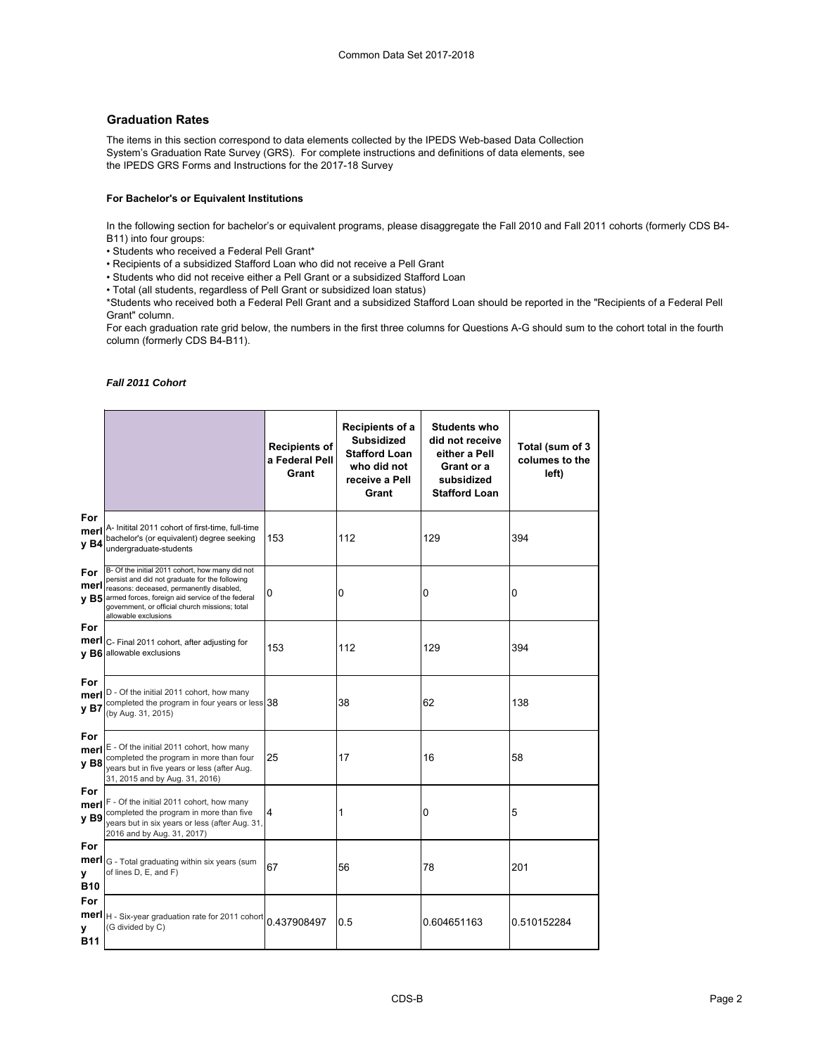## Graduation Rates

The items in this section correspond to data elements collected by the IPEDS Web-based Data Collection System's Graduation Rate Survey (GRS). For complete instructions and definitions of data elements, see the IPEDS GRS Forms and Instructions for the 2017-18 Survey

### For Bachelor's or Equivalent Institutions

In the following section for bachelor's or equivalent programs, please disaggregate the Fall 2010 and Fall 2011 cohorts (formerly CDS B4-B11) into four groups:

- Students who received a Federal Pell Grant*
- Recipients of a subsidized Stafford Loan who did not receive a Pell Grant
- Students who did not receive either a Pell Grant or a subsidized Stafford Loan
- Total (all students, regardless of Pell Grant or subsidized loan status)

*Students who received both a Federal Pell Grant and a subsidized Stafford Loan should be reported in the "Recipients of a Federal Pell Grant" column.

For each graduation rate grid below, the numbers in the first three columns for Questions A-G should sum to the cohort total in the fourth column (formerly CDS B4-B11).

***Fall 2011 Cohort***

| | | Recipients of a Federal Pell Grant | Recipients of a Subsidized Stafford Loan who did not receive a Pell Grant | Students who did not receive either a Pell Grant or a subsidized Stafford Loan | Total (sum of 3 columes to the left) |
|---|---|---|---|---|---|
| Formerly B4 | A- Initital 2011 cohort of first-time, full-time bachelor's (or equivalent) degree seeking undergraduate-students | 153 | 112 | 129 | 394 |
| Formerly B5 | B- Of the initial 2011 cohort, how many did not persist and did not graduate for the following reasons: deceased, permanently disabled, armed forces, foreign aid service of the federal government, or official church missions; total allowable exclusions | 0 | 0 | 0 | 0 |
| Formerly B6 | C- Final 2011 cohort, after adjusting for allowable exclusions | 153 | 112 | 129 | 394 |
| Formerly B7 | D - Of the initial 2011 cohort, how many completed the program in four years or less (by Aug. 31, 2015) | 38 | 38 | 62 | 138 |
| Formerly B8 | E - Of the initial 2011 cohort, how many completed the program in more than four years but in five years or less (after Aug. 31, 2015 and by Aug. 31, 2016) | 25 | 17 | 16 | 58 |
| Formerly B9 | F - Of the initial 2011 cohort, how many completed the program in more than five years but in six years or less (after Aug. 31, 2016 and by Aug. 31, 2017) | 4 | 1 | 0 | 5 |
| Formerly B10 | G - Total graduating within six years (sum of lines D, E, and F) | 67 | 56 | 78 | 201 |
| Formerly B11 | H - Six-year graduation rate for 2011 cohort (G divided by C) | 0.437908497 | 0.5 | 0.604651163 | 0.510152284 |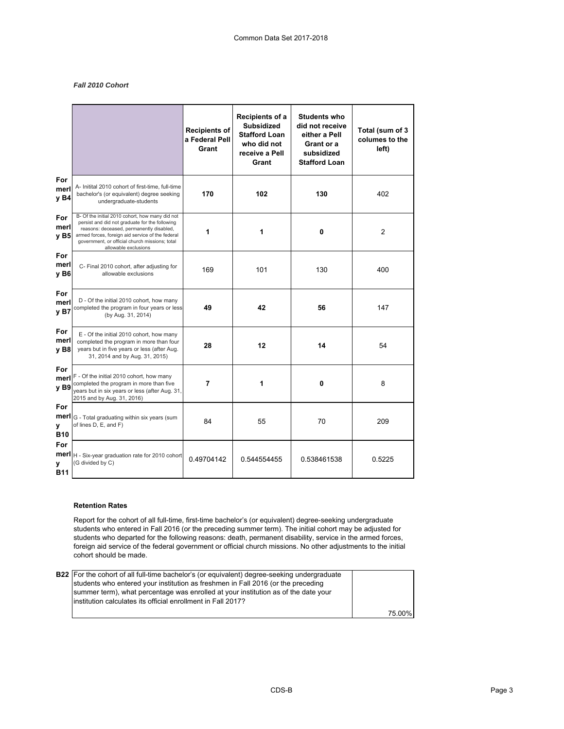### *Fall 2010 Cohort*

| | | Recipients of a Federal Pell Grant | Recipients of a Subsidized Stafford Loan who did not receive a Pell Grant | Students who did not receive either a Pell Grant or a subsidized Stafford Loan | Total (sum of 3 colums to the left) |
|---|---|---|---|---|---|
| **Formerly B4** | A- Initital 2010 cohort of first-time, full-time bachelor's (or equivalent) degree seeking undergraduate-students | **170** | **102** | **130** | 402 |
| **Formerly B5** | B- Of the initial 2010 cohort, how many did not persist and did not graduate for the following reasons: deceased, permanently disabled, armed forces, foreign aid service of the federal government, or official church missions; total allowable exclusions | **1** | **1** | **0** | 2 |
| **Formerly B6** | C- Final 2010 cohort, after adjusting for allowable exclusions | 169 | 101 | 130 | 400 |
| **Formerly B7** | D - Of the initial 2010 cohort, how many completed the program in four years or less (by Aug. 31, 2014) | **49** | **42** | **56** | 147 |
| **Formerly B8** | E - Of the initial 2010 cohort, how many completed the program in more than four years but in five years or less (after Aug. 31, 2014 and by Aug. 31, 2015) | **28** | **12** | **14** | 54 |
| **Formerly B9** | F - Of the initial 2010 cohort, how many completed the program in more than five years but in six years or less (after Aug. 31, 2015 and by Aug. 31, 2016) | **7** | **1** | **0** | 8 |
| **Formerly B10** | G - Total graduating within six years (sum of lines D, E, and F) | 84 | 55 | 70 | 209 |
| **Formerly B11** | H - Six-year graduation rate for 2010 cohort (G divided by C) | 0.49704142 | 0.544554455 | 0.538461538 | 0.5225 |

**Retention Rates**

Report for the cohort of all full-time, first-time bachelor's (or equivalent) degree-seeking undergraduate students who entered in Fall 2016 (or the preceding summer term). The initial cohort may be adjusted for students who departed for the following reasons: death, permanent disability, service in the armed forces, foreign aid service of the federal government or official church missions. No other adjustments to the initial cohort should be made.

| | | |
|---|---|---|
| **B22** | For the cohort of all full-time bachelor's (or equivalent) degree-seeking undergraduate students who entered your institution as freshmen in Fall 2016 (or the preceding summer term), what percentage was enrolled at your institution as of the date your institution calculates its official enrollment in Fall 2017? | 75.00% |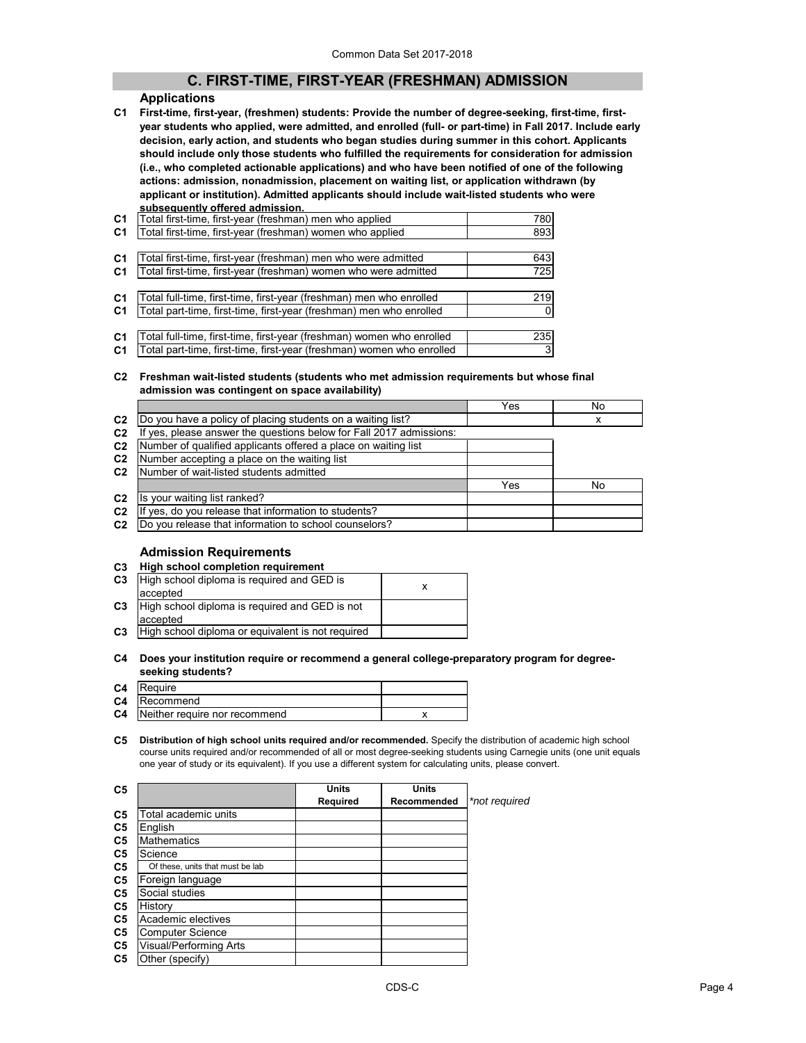## C. FIRST-TIME, FIRST-YEAR (FRESHMAN) ADMISSION

### Applications

**C1 First-time, first-year, (freshmen) students: Provide the number of degree-seeking, first-time, first-year students who applied, were admitted, and enrolled (full- or part-time) in Fall 2017. Include early decision, early action, and students who began studies during summer in this cohort. Applicants should include only those students who fulfilled the requirements for consideration for admission (i.e., who completed actionable applications) and who have been notified of one of the following actions: admission, nonadmission, placement on waiting list, or application withdrawn (by applicant or institution). Admitted applicants should include wait-listed students who were subsequently offered admission.**

| | | |
|---|---|---|
| C1 | Total first-time, first-year (freshman) men who applied | 780 |
| C1 | Total first-time, first-year (freshman) women who applied | 893 |
| C1 | Total first-time, first-year (freshman) men who were admitted | 643 |
| C1 | Total first-time, first-year (freshman) women who were admitted | 725 |
| C1 | Total full-time, first-time, first-year (freshman) men who enrolled | 219 |
| C1 | Total part-time, first-time, first-year (freshman) men who enrolled | 0 |
| C1 | Total full-time, first-time, first-year (freshman) women who enrolled | 235 |
| C1 | Total part-time, first-time, first-year (freshman) women who enrolled | 3 |

**C2 Freshman wait-listed students (students who met admission requirements but whose final admission was contingent on space availability)**

| | | Yes | No |
|---|---|---|---|
| C2 | Do you have a policy of placing students on a waiting list? | | x |
| C2 | If yes, please answer the questions below for Fall 2017 admissions: | | |
| C2 | Number of qualified applicants offered a place on waiting list | | |
| C2 | Number accepting a place on the waiting list | | |
| C2 | Number of wait-listed students admitted | | |
| | | Yes | No |
| C2 | Is your waiting list ranked? | | |
| C2 | If yes, do you release that information to students? | | |
| C2 | Do you release that information to school counselors? | | |

### Admission Requirements

**C3 High school completion requirement**

| | | |
|---|---|---|
| C3 | High school diploma is required and GED is accepted | x |
| C3 | High school diploma is required and GED is not accepted | |
| C3 | High school diploma or equivalent is not required | |

**C4 Does your institution require or recommend a general college-preparatory program for degree-seeking students?**

| | | |
|---|---|---|
| C4 | Require | |
| C4 | Recommend | |
| C4 | Neither require nor recommend | x |

**C5 Distribution of high school units required and/or recommended.** Specify the distribution of academic high school course units required and/or recommended of all or most degree-seeking students using Carnegie units (one unit equals one year of study or its equivalent). If you use a different system for calculating units, please convert.

| C5 | | Units Required | Units Recommended | *not required |
|---|---|---|---|---|
| C5 | Total academic units | | | |
| C5 | English | | | |
| C5 | Mathematics | | | |
| C5 | Science | | | |
| C5 | Of these, units that must be lab | | | |
| C5 | Foreign language | | | |
| C5 | Social studies | | | |
| C5 | History | | | |
| C5 | Academic electives | | | |
| C5 | Computer Science | | | |
| C5 | Visual/Performing Arts | | | |
| C5 | Other (specify) | | | |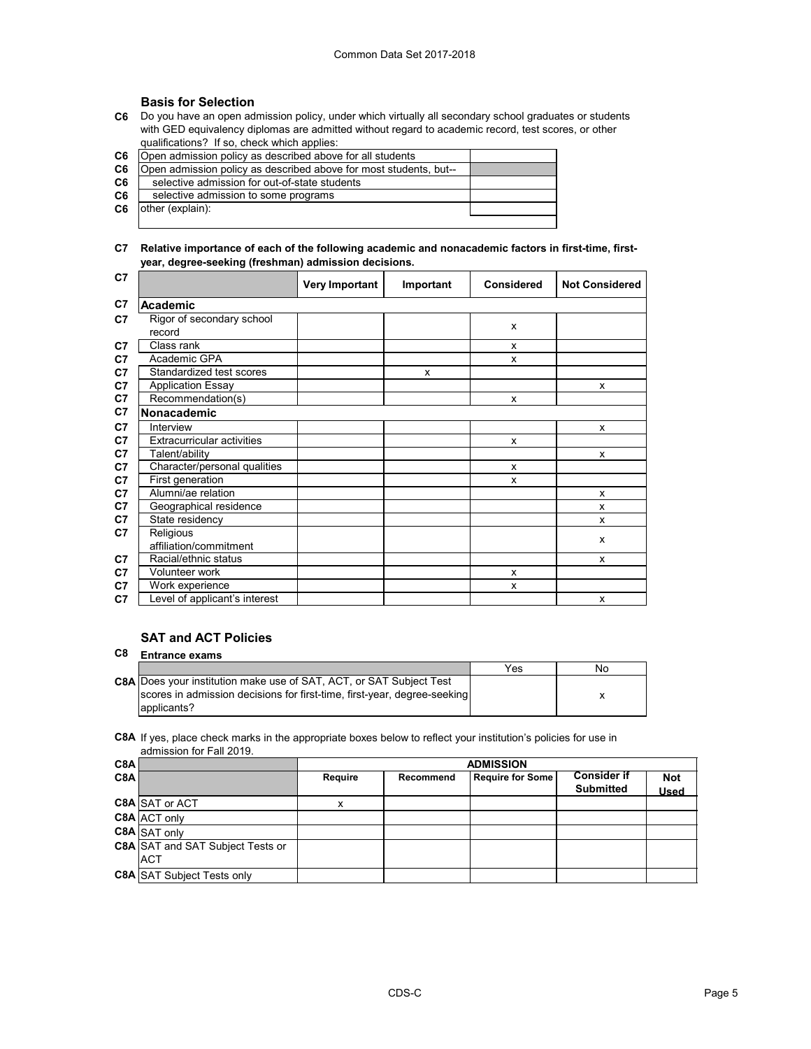### Basis for Selection

**C6** Do you have an open admission policy, under which virtually all secondary school graduates or students with GED equivalency diplomas are admitted without regard to academic record, test scores, or other qualifications? If so, check which applies:

| | | |
|---|---|---|
| C6 | Open admission policy as described above for all students | |
| C6 | Open admission policy as described above for most students, but-- | |
| C6 | selective admission for out-of-state students | |
| C6 | selective admission to some programs | |
| C6 | other (explain): | |

**C7 Relative importance of each of the following academic and nonacademic factors in first-time, first-year, degree-seeking (freshman) admission decisions.**

| | | Very Important | Important | Considered | Not Considered |
|---|---|---|---|---|---|
| C7 | **Academic** | | | | |
| C7 | Rigor of secondary school record | | | x | |
| C7 | Class rank | | | x | |
| C7 | Academic GPA | | | x | |
| C7 | Standardized test scores | | x | | |
| C7 | Application Essay | | | | x |
| C7 | Recommendation(s) | | | x | |
| C7 | **Nonacademic** | | | | |
| C7 | Interview | | | | x |
| C7 | Extracurricular activities | | | x | |
| C7 | Talent/ability | | | | x |
| C7 | Character/personal qualities | | | x | |
| C7 | First generation | | | x | |
| C7 | Alumni/ae relation | | | | x |
| C7 | Geographical residence | | | | x |
| C7 | State residency | | | | x |
| C7 | Religious affiliation/commitment | | | | x |
| C7 | Racial/ethnic status | | | | x |
| C7 | Volunteer work | | | x | |
| C7 | Work experience | | | x | |
| C7 | Level of applicant's interest | | | | x |

### SAT and ACT Policies

**C8 Entrance exams**

| | | Yes | No |
|---|---|---|---|
| C8A | Does your institution make use of SAT, ACT, or SAT Subject Test scores in admission decisions for first-time, first-year, degree-seeking applicants? | | x |

**C8A** If yes, place check marks in the appropriate boxes below to reflect your institution's policies for use in admission for Fall 2019.

| | | ADMISSION | | | | |
|---|---|---|---|---|---|---|
| C8A | | Require | Recommend | Require for Some | Consider if Submitted | Not Used |
| C8A | SAT or ACT | x | | | | |
| C8A | ACT only | | | | | |
| C8A | SAT only | | | | | |
| C8A | SAT and SAT Subject Tests or ACT | | | | | |
| C8A | SAT Subject Tests only | | | | | |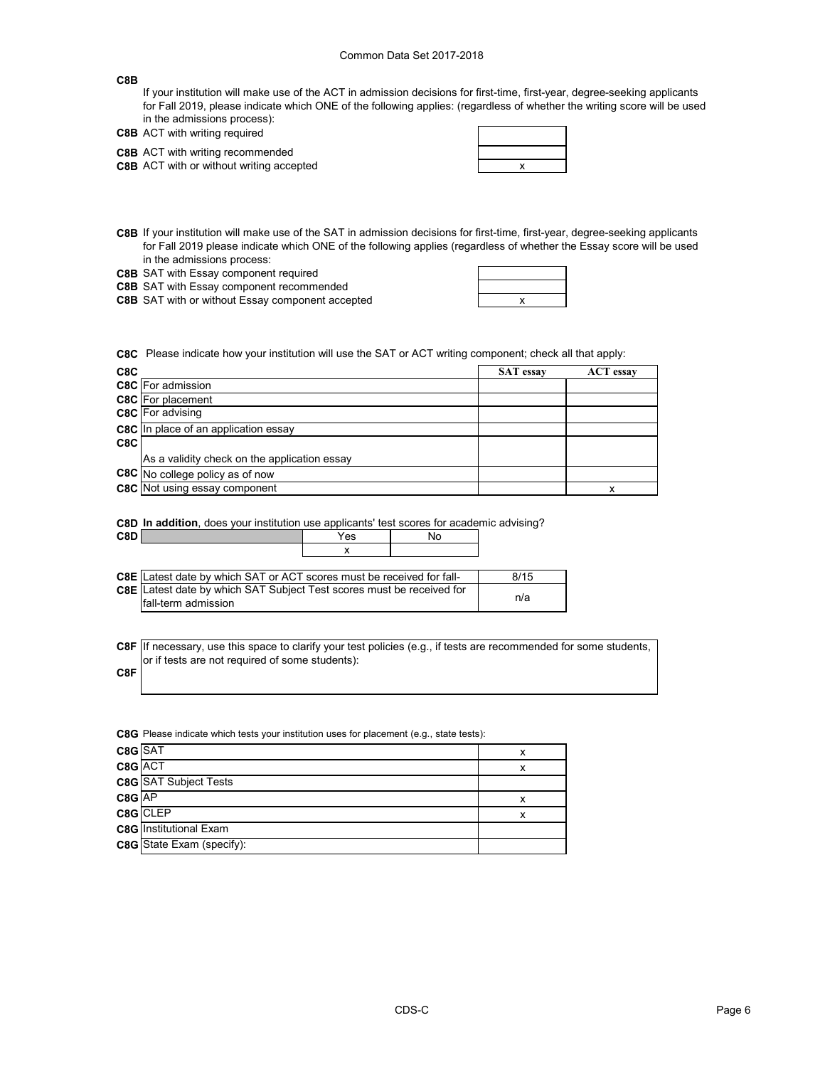**C8B**

If your institution will make use of the ACT in admission decisions for first-time, first-year, degree-seeking applicants for Fall 2019, please indicate which ONE of the following applies: (regardless of whether the writing score will be used in the admissions process):

| | | |
|---|---|---|
| C8B | ACT with writing required | |
| C8B | ACT with writing recommended | |
| C8B | ACT with or without writing accepted | x |

**C8B** If your institution will make use of the SAT in admission decisions for first-time, first-year, degree-seeking applicants for Fall 2019 please indicate which ONE of the following applies (regardless of whether the Essay score will be used in the admissions process:

| | | |
|---|---|---|
| C8B | SAT with Essay component required | |
| C8B | SAT with Essay component recommended | |
| C8B | SAT with or without Essay component accepted | x |

**C8C** Please indicate how your institution will use the SAT or ACT writing component; check all that apply:

| C8C | | SAT essay | ACT essay |
|---|---|---|---|
| C8C | For admission | | |
| C8C | For placement | | |
| C8C | For advising | | |
| C8C | In place of an application essay | | |
| C8C | As a validity check on the application essay | | |
| C8C | No college policy as of now | | |
| C8C | Not using essay component | | x |

**C8D** **In addition**, does your institution use applicants' test scores for academic advising?

| C8D | Yes | No |
|---|---|---|
| | x | |

| | | |
|---|---|---|
| C8E | Latest date by which SAT or ACT scores must be received for fall- | 8/15 |
| C8E | Latest date by which SAT Subject Test scores must be received for fall-term admission | n/a |

**C8F** If necessary, use this space to clarify your test policies (e.g., if tests are recommended for some students, or if tests are not required of some students):

**C8F**

**C8G** Please indicate which tests your institution uses for placement (e.g., state tests):

| | | |
|---|---|---|
| C8G | SAT | x |
| C8G | ACT | x |
| C8G | SAT Subject Tests | |
| C8G | AP | x |
| C8G | CLEP | x |
| C8G | Institutional Exam | |
| C8G | State Exam (specify): | |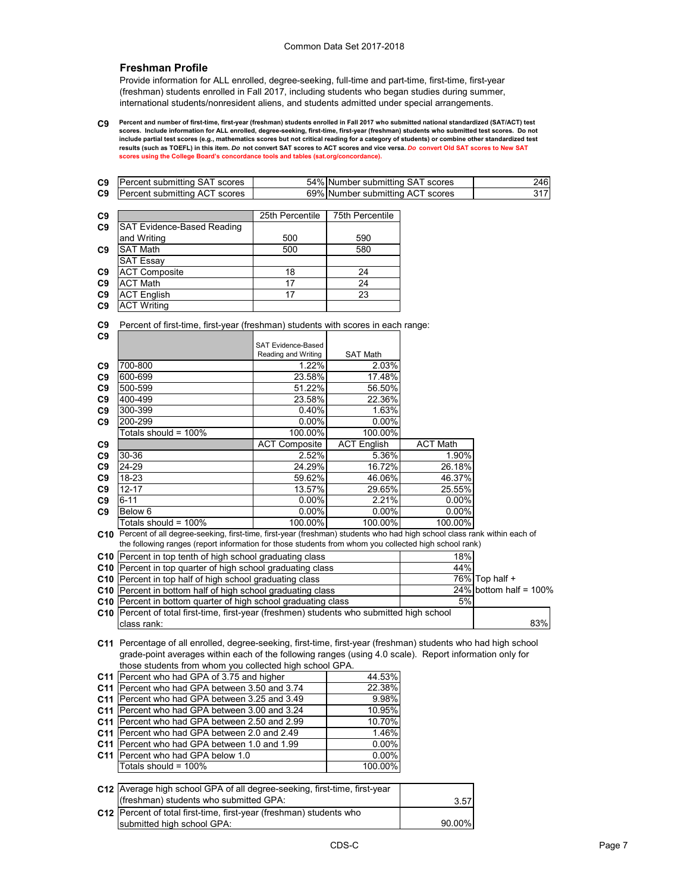## Freshman Profile

Provide information for ALL enrolled, degree-seeking, full-time and part-time, first-time, first-year (freshman) students enrolled in Fall 2017, including students who began studies during summer, international students/nonresident aliens, and students admitted under special arrangements.

**C9** **Percent and number of first-time, first-year (freshman) students enrolled in Fall 2017 who submitted national standardized (SAT/ACT) test scores. Include information for ALL enrolled, degree-seeking, first-time, first-year (freshman) students who submitted test scores. Do not include partial test scores (e.g., mathematics scores but not critical reading for a category of students) or combine other standardized test results (such as TOEFL) in this item. *Do* not convert SAT scores to ACT scores and vice versa. *Do* convert Old SAT scores to New SAT scores using the College Board's concordance tools and tables (sat.org/concordance).**

| | | | | |
|---|---|---|---|---|
| C9 | Percent submitting SAT scores | 54% | Number submitting SAT scores | 246 |
| C9 | Percent submitting ACT scores | 69% | Number submitting ACT scores | 317 |

| | | 25th Percentile | 75th Percentile |
|---|---|---|---|
| C9 | SAT Evidence-Based Reading and Writing | 500 | 590 |
| C9 | SAT Math | 500 | 580 |
| | SAT Essay | | |
| C9 | ACT Composite | 18 | 24 |
| C9 | ACT Math | 17 | 24 |
| C9 | ACT English | 17 | 23 |
| C9 | ACT Writing | | |

**C9** Percent of first-time, first-year (freshman) students with scores in each range:

| | | SAT Evidence-Based Reading and Writing | SAT Math |
|---|---|---|---|
| C9 | 700-800 | 1.22% | 2.03% |
| C9 | 600-699 | 23.58% | 17.48% |
| C9 | 500-599 | 51.22% | 56.50% |
| C9 | 400-499 | 23.58% | 22.36% |
| C9 | 300-399 | 0.40% | 1.63% |
| C9 | 200-299 | 0.00% | 0.00% |
| | Totals should = 100% | 100.00% | 100.00% |

| | | ACT Composite | ACT English | ACT Math |
|---|---|---|---|---|
| C9 | 30-36 | 2.52% | 5.36% | 1.90% |
| C9 | 24-29 | 24.29% | 16.72% | 26.18% |
| C9 | 18-23 | 59.62% | 46.06% | 46.37% |
| C9 | 12-17 | 13.57% | 29.65% | 25.55% |
| C9 | 6-11 | 0.00% | 2.21% | 0.00% |
| C9 | Below 6 | 0.00% | 0.00% | 0.00% |
| | Totals should = 100% | 100.00% | 100.00% | 100.00% |

**C10** Percent of all degree-seeking, first-time, first-year (freshman) students who had high school class rank within each of the following ranges (report information for those students from whom you collected high school rank)

| | | | |
|---|---|---|---|
| C10 | Percent in top tenth of high school graduating class | 18% | |
| C10 | Percent in top quarter of high school graduating class | 44% | |
| C10 | Percent in top half of high school graduating class | 76% | Top half + |
| C10 | Percent in bottom half of high school graduating class | 24% | bottom half = 100% |
| C10 | Percent in bottom quarter of high school graduating class | 5% | |
| C10 | Percent of total first-time, first-year (freshmen) students who submitted high school class rank: | 83% | |

**C11** Percentage of all enrolled, degree-seeking, first-time, first-year (freshman) students who had high school grade-point averages within each of the following ranges (using 4.0 scale). Report information only for those students from whom you collected high school GPA.

| | | |
|---|---|---|
| C11 | Percent who had GPA of 3.75 and higher | 44.53% |
| C11 | Percent who had GPA between 3.50 and 3.74 | 22.38% |
| C11 | Percent who had GPA between 3.25 and 3.49 | 9.98% |
| C11 | Percent who had GPA between 3.00 and 3.24 | 10.95% |
| C11 | Percent who had GPA between 2.50 and 2.99 | 10.70% |
| C11 | Percent who had GPA between 2.0 and 2.49 | 1.46% |
| C11 | Percent who had GPA between 1.0 and 1.99 | 0.00% |
| C11 | Percent who had GPA below 1.0 | 0.00% |
| | Totals should = 100% | 100.00% |

| | | |
|---|---|---|
| C12 | Average high school GPA of all degree-seeking, first-time, first-year (freshman) students who submitted GPA: | 3.57 |
| C12 | Percent of total first-time, first-year (freshman) students who submitted high school GPA: | 90.00% |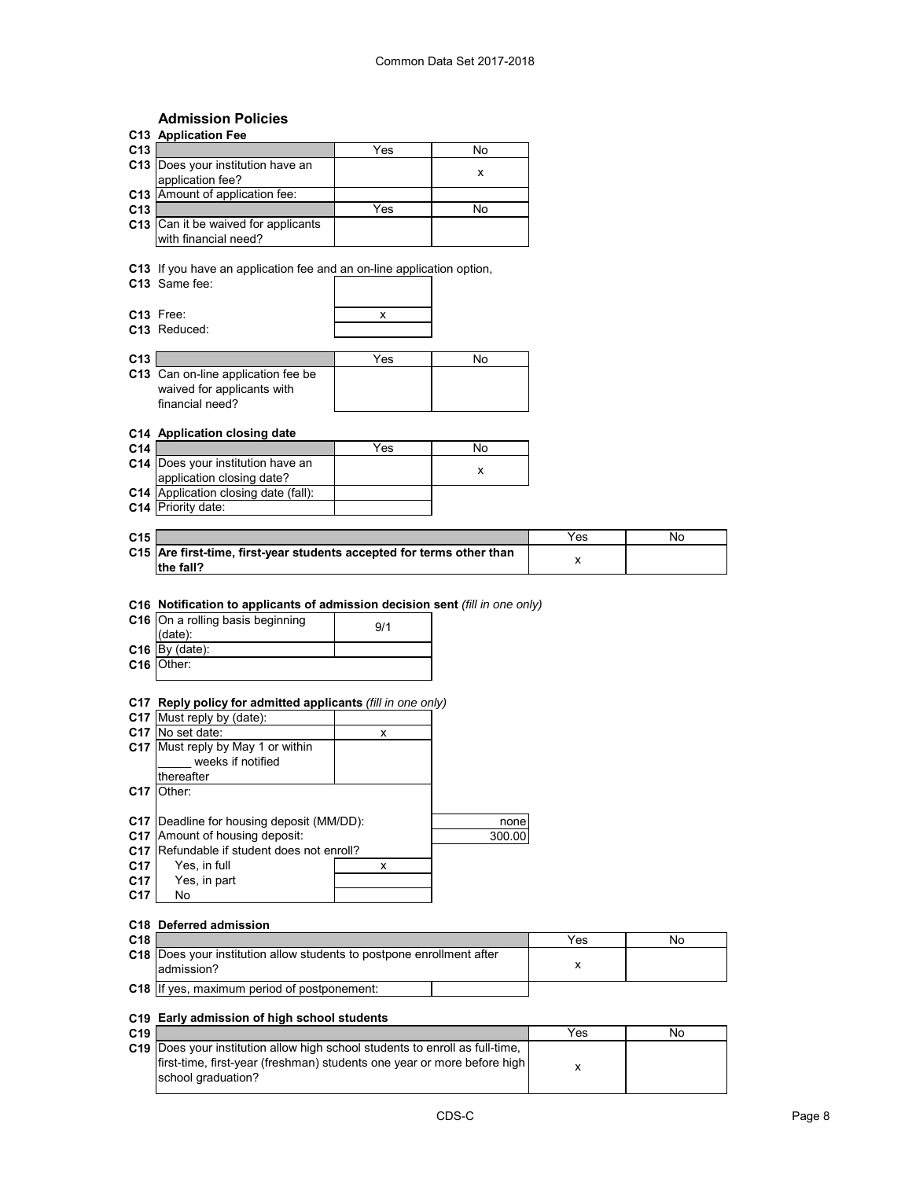## Admission Policies

### C13 Application Fee

| C13 | | Yes | No |
|---|---|---|---|
| C13 | Does your institution have an application fee? | | x |
| C13 | Amount of application fee: | | |

| C13 | | Yes | No |
|---|---|---|---|
| C13 | Can it be waived for applicants with financial need? | | |

C13 If you have an application fee and an on-line application option,

| C13 | | |
|---|---|---|
| C13 | Same fee: | |
| C13 | Free: | x |
| C13 | Reduced: | |

| C13 | | Yes | No |
|---|---|---|---|
| C13 | Can on-line application fee be waived for applicants with financial need? | | |

### C14 Application closing date

| C14 | | Yes | No |
|---|---|---|---|
| C14 | Does your institution have an application closing date? | | x |
| C14 | Application closing date (fall): | | |
| C14 | Priority date: | | |

| C15 | | Yes | No |
|---|---|---|---|
| C15 | **Are first-time, first-year students accepted for terms other than the fall?** | x | |

### C16 Notification to applicants of admission decision sent *(fill in one only)*

| C16 | | |
|---|---|---|
| C16 | On a rolling basis beginning (date): | 9/1 |
| C16 | By (date): | |
| C16 | Other: | |

### C17 Reply policy for admitted applicants *(fill in one only)*

| C17 | | |
|---|---|---|
| C17 | Must reply by (date): | |
| C17 | No set date: | x |
| C17 | Must reply by May 1 or within _____ weeks if notified thereafter | |
| C17 | Other: | |

| C17 | | |
|---|---|---|
| C17 | Deadline for housing deposit (MM/DD): | none |
| C17 | Amount of housing deposit: | 300.00 |
| C17 | Refundable if student does not enroll? | |
| C17 | Yes, in full | x |
| C17 | Yes, in part | |
| C17 | No | |

### C18 Deferred admission

| C18 | | Yes | No |
|---|---|---|---|
| C18 | Does your institution allow students to postpone enrollment after admission? | x | |
| C18 | If yes, maximum period of postponement: | | |

### C19 Early admission of high school students

| C19 | | Yes | No |
|---|---|---|---|
| C19 | Does your institution allow high school students to enroll as full-time, first-time, first-year (freshman) students one year or more before high school graduation? | x | |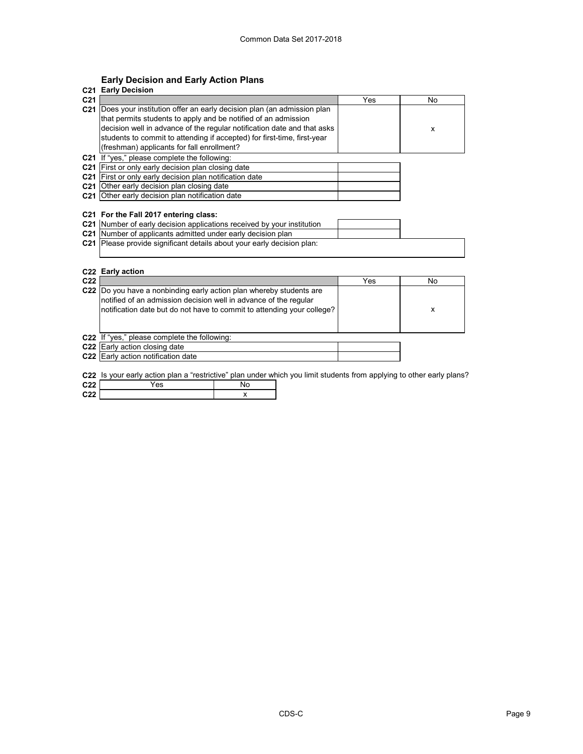## Early Decision and Early Action Plans

### C21 Early Decision

| C21 | | Yes | No |
|---|---|---|---|
| C21 | Does your institution offer an early decision plan (an admission plan that permits students to apply and be notified of an admission decision well in advance of the regular notification date and that asks students to commit to attending if accepted) for first-time, first-year (freshman) applicants for fall enrollment? | | x |

**C21** If "yes," please complete the following:

| | | |
|---|---|---|
| C21 | First or only early decision plan closing date | |
| C21 | First or only early decision plan notification date | |
| C21 | Other early decision plan closing date | |
| C21 | Other early decision plan notification date | |

**C21 For the Fall 2017 entering class:**

| | | |
|---|---|---|
| C21 | Number of early decision applications received by your institution | |
| C21 | Number of applicants admitted under early decision plan | |
| C21 | Please provide significant details about your early decision plan: | |

### C22 Early action

| C22 | | Yes | No |
|---|---|---|---|
| C22 | Do you have a nonbinding early action plan whereby students are notified of an admission decision well in advance of the regular notification date but do not have to commit to attending your college? | | x |

**C22** If "yes," please complete the following:

| | | |
|---|---|---|
| C22 | Early action closing date | |
| C22 | Early action notification date | |

**C22** Is your early action plan a "restrictive" plan under which you limit students from applying to other early plans?

| C22 | Yes | No |
|---|---|---|
| C22 | | x |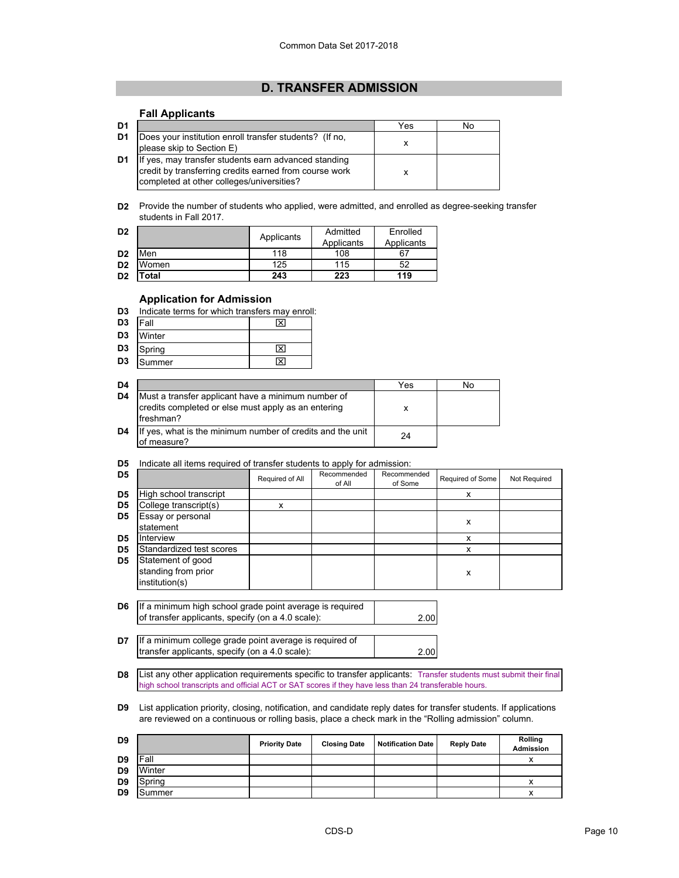## D. TRANSFER ADMISSION

### Fall Applicants

| D1 | | Yes | No |
|---|---|---|---|
| D1 | Does your institution enroll transfer students? (If no, please skip to Section E) | x | |
| D1 | If yes, may transfer students earn advanced standing credit by transferring credits earned from course work completed at other colleges/universities? | x | |

**D2** Provide the number of students who applied, were admitted, and enrolled as degree-seeking transfer students in Fall 2017.

| D2 | | Applicants | Admitted Applicants | Enrolled Applicants |
|---|---|---|---|---|
| D2 | Men | 118 | 108 | 67 |
| D2 | Women | 125 | 115 | 52 |
| D2 | **Total** | **243** | **223** | **119** |

### Application for Admission

**D3** Indicate terms for which transfers may enroll:

| D3 | Term | |
|---|---|---|
| D3 | Fall | ☒ |
| D3 | Winter | |
| D3 | Spring | ☒ |
| D3 | Summer | ☒ |

| D4 | | Yes | No |
|---|---|---|---|
| D4 | Must a transfer applicant have a minimum number of credits completed or else must apply as an entering freshman? | x | |
| D4 | If yes, what is the minimum number of credits and the unit of measure? | 24 | |

**D5** Indicate all items required of transfer students to apply for admission:

| D5 | | Required of All | Recommended of All | Recommended of Some | Required of Some | Not Required |
|---|---|---|---|---|---|---|
| D5 | High school transcript | | | | x | |
| D5 | College transcript(s) | x | | | | |
| D5 | Essay or personal statement | | | | x | |
| D5 | Interview | | | | x | |
| D5 | Standardized test scores | | | | x | |
| D5 | Statement of good standing from prior institution(s) | | | | x | |

| D6 | If a minimum high school grade point average is required of transfer applicants, specify (on a 4.0 scale): | 2.00 |
|---|---|---|

| D7 | If a minimum college grade point average is required of transfer applicants, specify (on a 4.0 scale): | 2.00 |
|---|---|---|

**D8** List any other application requirements specific to transfer applicants: Transfer students must submit their final high school transcripts and official ACT or SAT scores if they have less than 24 transferable hours.

**D9** List application priority, closing, notification, and candidate reply dates for transfer students. If applications are reviewed on a continuous or rolling basis, place a check mark in the "Rolling admission" column.

| D9 | | Priority Date | Closing Date | Notification Date | Reply Date | Rolling Admission |
|---|---|---|---|---|---|---|
| D9 | Fall | | | | | x |
| D9 | Winter | | | | | |
| D9 | Spring | | | | | x |
| D9 | Summer | | | | | x |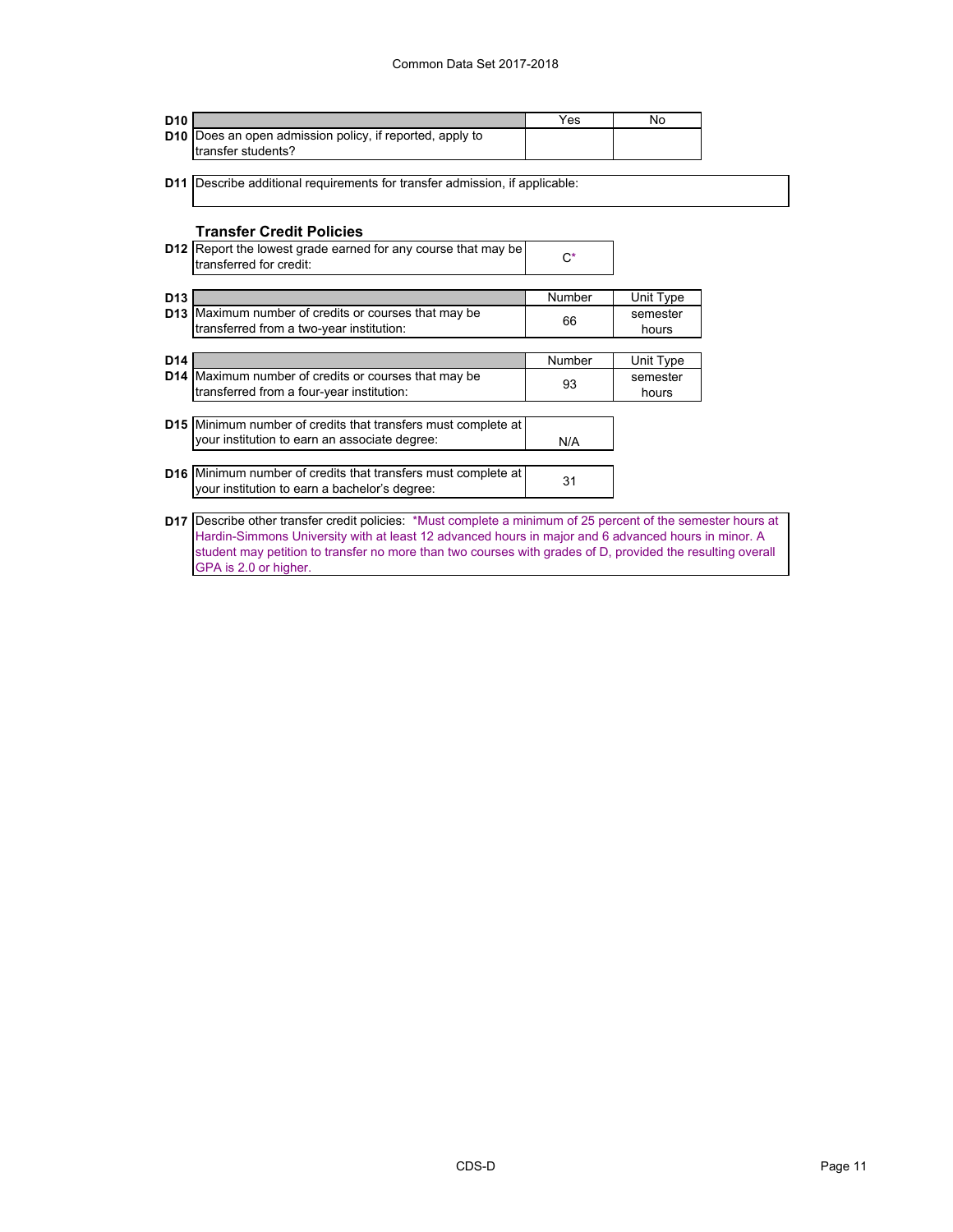| D10 | | Yes | No |
|---|---|---|---|
| D10 | Does an open admission policy, if reported, apply to transfer students? | | |

| D11 | Describe additional requirements for transfer admission, if applicable: |
|---|---|

### Transfer Credit Policies

| D12 | Report the lowest grade earned for any course that may be transferred for credit: | C* |
|---|---|---|

| D13 | | Number | Unit Type |
|---|---|---|---|
| D13 | Maximum number of credits or courses that may be transferred from a two-year institution: | 66 | semester hours |

| D14 | | Number | Unit Type |
|---|---|---|---|
| D14 | Maximum number of credits or courses that may be transferred from a four-year institution: | 93 | semester hours |

| D15 | Minimum number of credits that transfers must complete at your institution to earn an associate degree: | N/A |
|---|---|---|

| D16 | Minimum number of credits that transfers must complete at your institution to earn a bachelor's degree: | 31 |
|---|---|---|

| D17 | Describe other transfer credit policies: *Must complete a minimum of 25 percent of the semester hours at Hardin-Simmons University with at least 12 advanced hours in major and 6 advanced hours in minor. A student may petition to transfer no more than two courses with grades of D, provided the resulting overall GPA is 2.0 or higher. |
|---|---|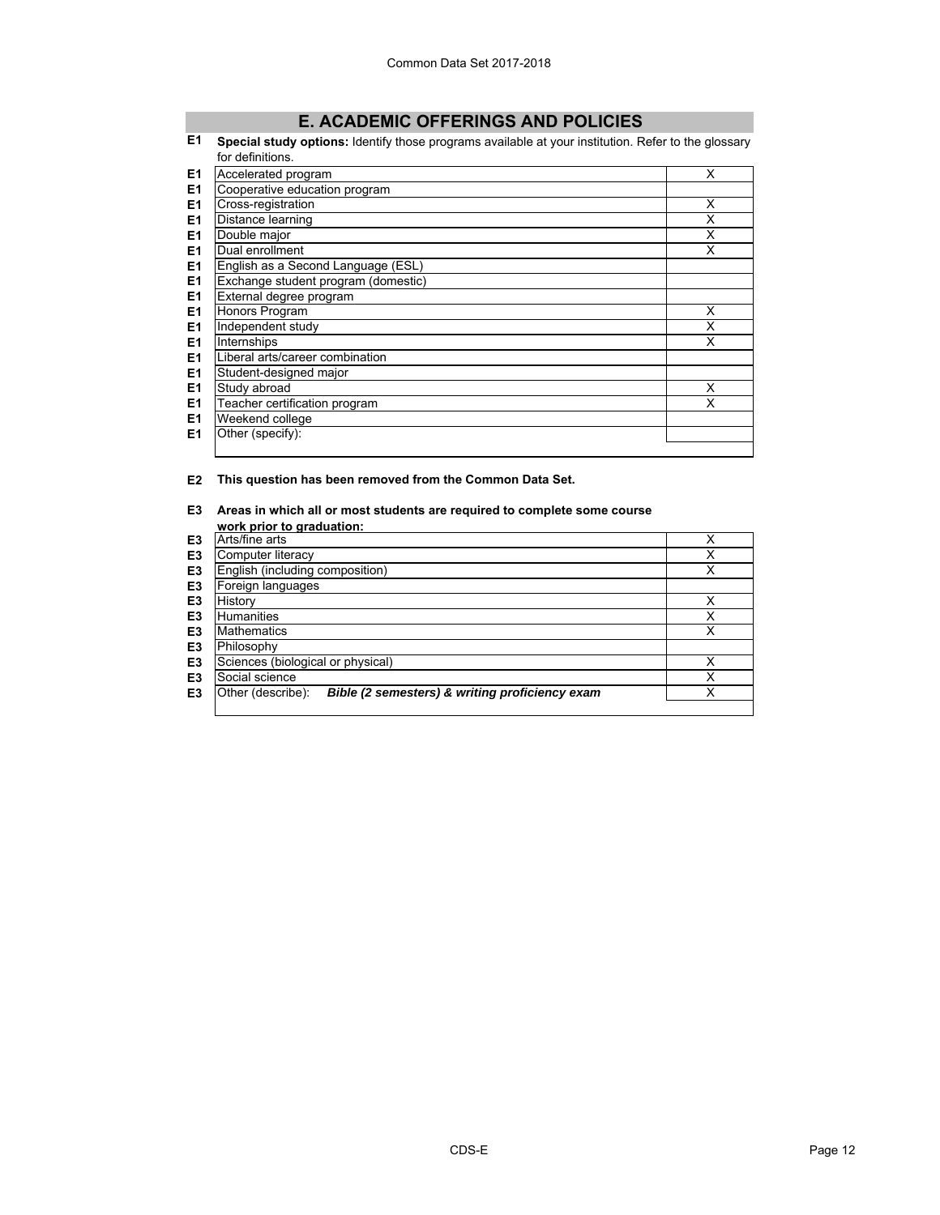## E. ACADEMIC OFFERINGS AND POLICIES

**E1** **Special study options:** Identify those programs available at your institution. Refer to the glossary for definitions.

| | | |
|---|---|---|
| E1 | Accelerated program | X |
| E1 | Cooperative education program | |
| E1 | Cross-registration | X |
| E1 | Distance learning | X |
| E1 | Double major | X |
| E1 | Dual enrollment | X |
| E1 | English as a Second Language (ESL) | |
| E1 | Exchange student program (domestic) | |
| E1 | External degree program | |
| E1 | Honors Program | X |
| E1 | Independent study | X |
| E1 | Internships | X |
| E1 | Liberal arts/career combination | |
| E1 | Student-designed major | |
| E1 | Study abroad | X |
| E1 | Teacher certification program | X |
| E1 | Weekend college | |
| E1 | Other (specify): | |

**E2** **This question has been removed from the Common Data Set.**

**E3** **Areas in which all or most students are required to complete some course work prior to graduation:**

| | | |
|---|---|---|
| E3 | Arts/fine arts | X |
| E3 | Computer literacy | X |
| E3 | English (including composition) | X |
| E3 | Foreign languages | |
| E3 | History | X |
| E3 | Humanities | X |
| E3 | Mathematics | X |
| E3 | Philosophy | |
| E3 | Sciences (biological or physical) | X |
| E3 | Social science | X |
| E3 | Other (describe): ***Bible (2 semesters) & writing proficiency exam*** | X |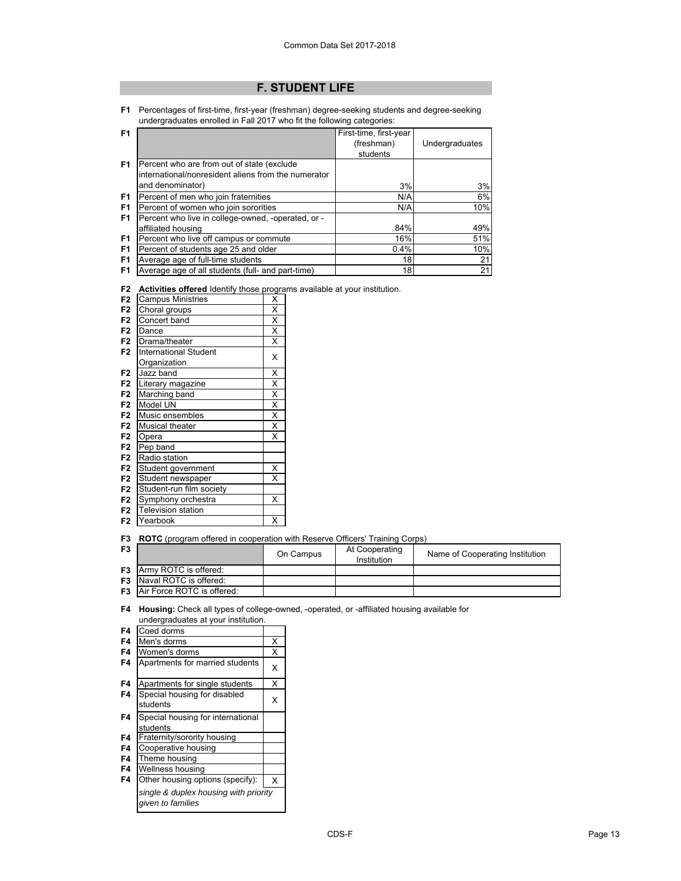# F. STUDENT LIFE

**F1** Percentages of first-time, first-year (freshman) degree-seeking students and degree-seeking undergraduates enrolled in Fall 2017 who fit the following categories:

| | | First-time, first-year (freshman) students | Undergraduates |
|---|---|---|---|
| F1 | Percent who are from out of state (exclude international/nonresident aliens from the numerator and denominator) | 3% | 3% |
| F1 | Percent of men who join fraternities | N/A | 6% |
| F1 | Percent of women who join sororities | N/A | 10% |
| F1 | Percent who live in college-owned, -operated, or -affiliated housing | 84% | 49% |
| F1 | Percent who live off campus or commute | 16% | 51% |
| F1 | Percent of students age 25 and older | 0.4% | 10% |
| F1 | Average age of full-time students | 18 | 21 |
| F1 | Average age of all students (full- and part-time) | 18 | 21 |

**F2** **Activities offered** Identify those programs available at your institution.

| | | |
|---|---|---|
| F2 | Campus Ministries | X |
| F2 | Choral groups | X |
| F2 | Concert band | X |
| F2 | Dance | X |
| F2 | Drama/theater | X |
| F2 | International Student Organization | X |
| F2 | Jazz band | X |
| F2 | Literary magazine | X |
| F2 | Marching band | X |
| F2 | Model UN | X |
| F2 | Music ensembles | X |
| F2 | Musical theater | X |
| F2 | Opera | X |
| F2 | Pep band | |
| F2 | Radio station | |
| F2 | Student government | X |
| F2 | Student newspaper | X |
| F2 | Student-run film society | |
| F2 | Symphony orchestra | X |
| F2 | Television station | |
| F2 | Yearbook | X |

**F3** **ROTC** (program offered in cooperation with Reserve Officers' Training Corps)

| F3 | | On Campus | At Cooperating Institution | Name of Cooperating Institution |
|---|---|---|---|---|
| F3 | Army ROTC is offered: | | | |
| F3 | Naval ROTC is offered: | | | |
| F3 | Air Force ROTC is offered: | | | |

**F4** **Housing:** Check all types of college-owned, -operated, or -affiliated housing available for undergraduates at your institution.

| | | |
|---|---|---|
| F4 | Coed dorms | |
| F4 | Men's dorms | X |
| F4 | Women's dorms | X |
| F4 | Apartments for married students | X |
| F4 | Apartments for single students | X |
| F4 | Special housing for disabled students | X |
| F4 | Special housing for international students | |
| F4 | Fraternity/sorority housing | |
| F4 | Cooperative housing | |
| F4 | Theme housing | |
| F4 | Wellness housing | |
| F4 | Other housing options (specify): | X |
| | *single & duplex housing with priority given to families* | |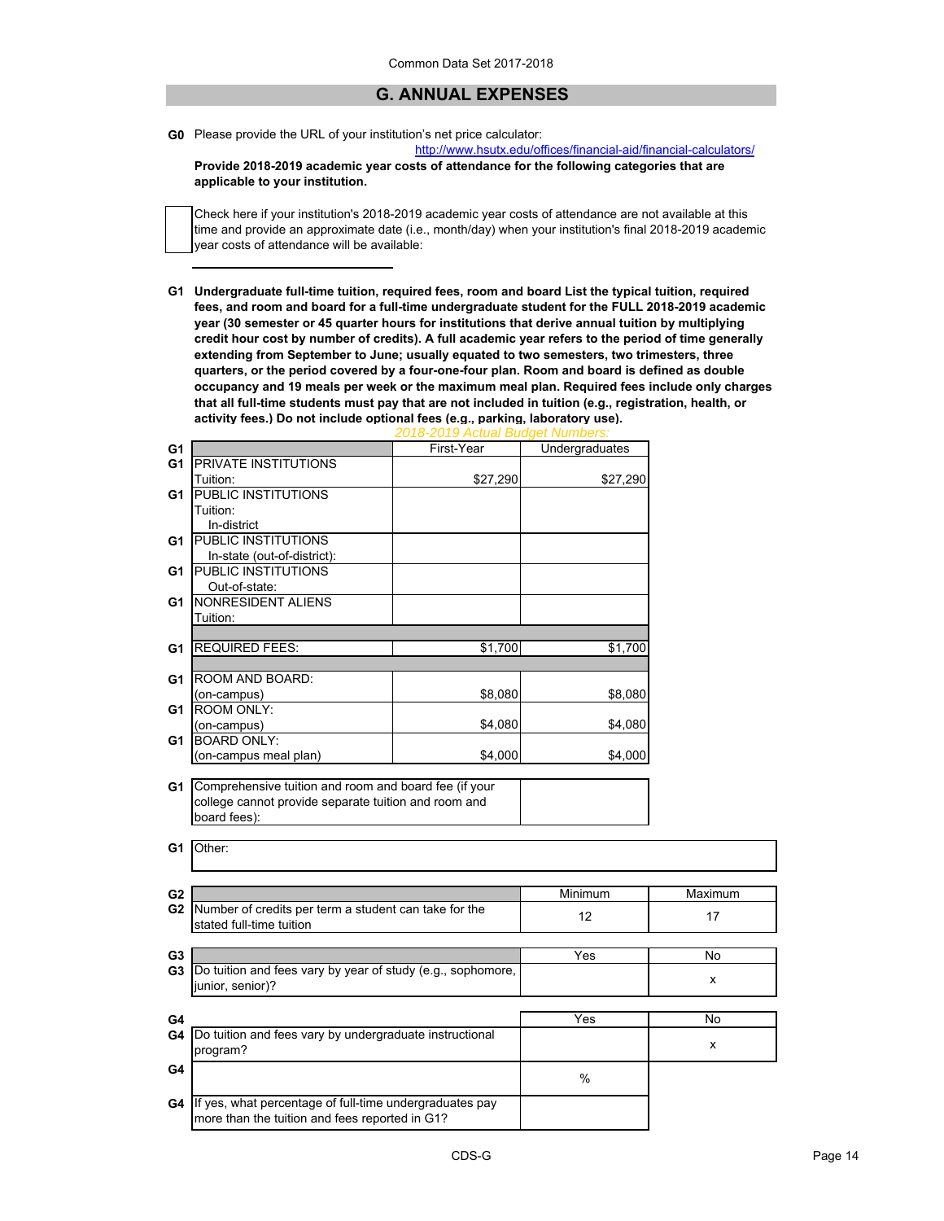Common Data Set 2017-2018

## G. ANNUAL EXPENSES

**G0** Please provide the URL of your institution's net price calculator:

http://www.hsutx.edu/offices/financial-aid/financial-calculators/

**Provide 2018-2019 academic year costs of attendance for the following categories that are applicable to your institution.**

☐ Check here if your institution's 2018-2019 academic year costs of attendance are not available at this time and provide an approximate date (i.e., month/day) when your institution's final 2018-2019 academic year costs of attendance will be available:

______________________

**G1 Undergraduate full-time tuition, required fees, room and board List the typical tuition, required fees, and room and board for a full-time undergraduate student for the FULL 2018-2019 academic year (30 semester or 45 quarter hours for institutions that derive annual tuition by multiplying credit hour cost by number of credits). A full academic year refers to the period of time generally extending from September to June; usually equated to two semesters, two trimesters, three quarters, or the period covered by a four-one-four plan. Room and board is defined as double occupancy and 19 meals per week or the maximum meal plan. Required fees include only charges that all full-time students must pay that are not included in tuition (e.g., registration, health, or activity fees.) Do not include optional fees (e.g., parking, laboratory use).**

*2018-2019 Actual Budget Numbers:*

| | | First-Year | Undergraduates |
|---|---|---|---|
| G1 | PRIVATE INSTITUTIONS Tuition: | $27,290 | $27,290 |
| G1 | PUBLIC INSTITUTIONS Tuition: In-district | | |
| G1 | PUBLIC INSTITUTIONS In-state (out-of-district): | | |
| G1 | PUBLIC INSTITUTIONS Out-of-state: | | |
| G1 | NONRESIDENT ALIENS Tuition: | | |
| G1 | REQUIRED FEES: | $1,700 | $1,700 |
| G1 | ROOM AND BOARD: (on-campus) | $8,080 | $8,080 |
| G1 | ROOM ONLY: (on-campus) | $4,080 | $4,080 |
| G1 | BOARD ONLY: (on-campus meal plan) | $4,000 | $4,000 |

| | | |
|---|---|---|
| G1 | Comprehensive tuition and room and board fee (if your college cannot provide separate tuition and room and board fees): | |

| | |
|---|---|
| G1 | Other: |

| | | Minimum | Maximum |
|---|---|---|---|
| G2 | Number of credits per term a student can take for the stated full-time tuition | 12 | 17 |

| | | Yes | No |
|---|---|---|---|
| G3 | Do tuition and fees vary by year of study (e.g., sophomore, junior, senior)? | | x |

| | | Yes | No |
|---|---|---|---|
| G4 | Do tuition and fees vary by undergraduate instructional program? | | x |
| G4 | | % | |
| G4 | If yes, what percentage of full-time undergraduates pay more than the tuition and fees reported in G1? | | |

CDS-G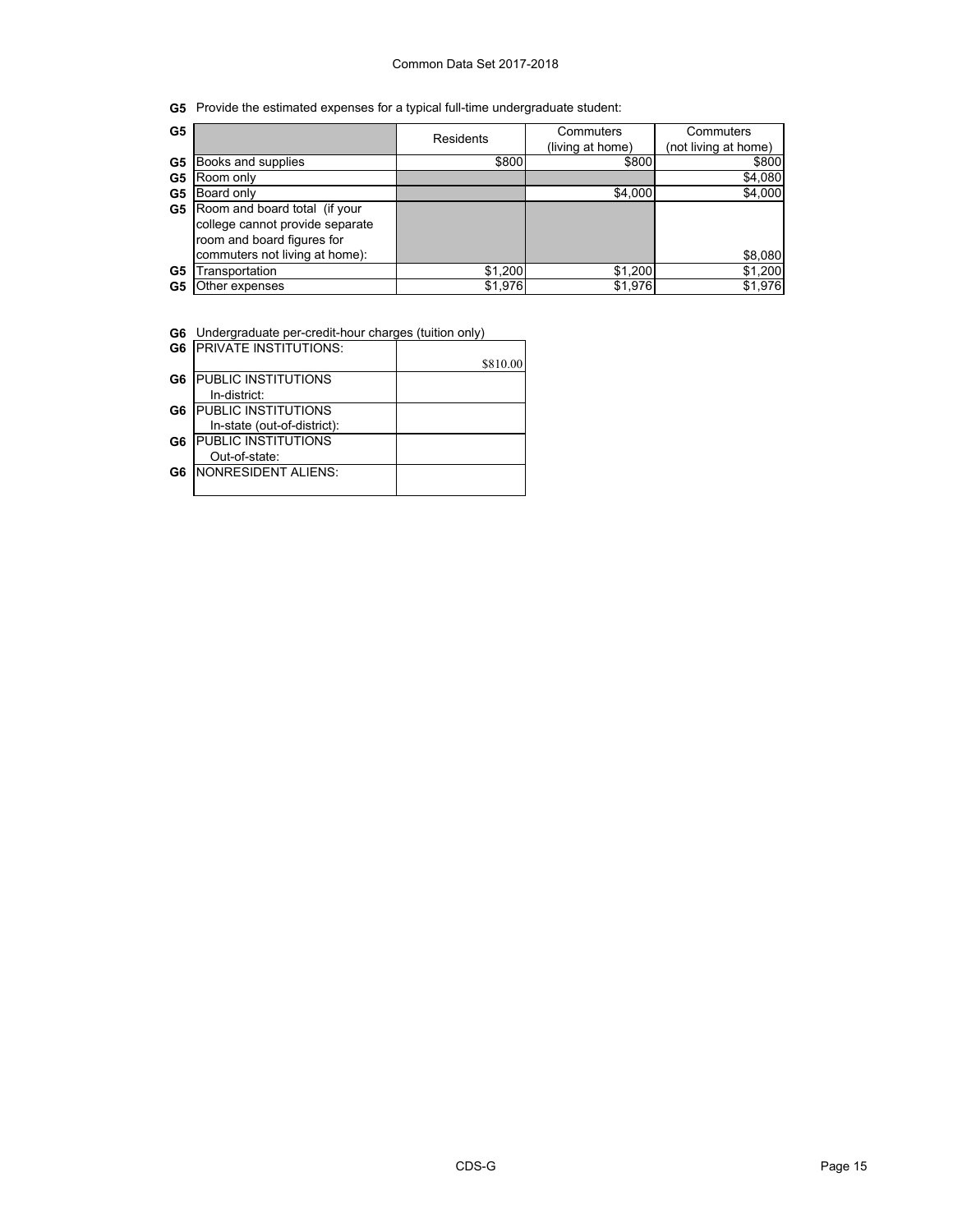**G5** Provide the estimated expenses for a typical full-time undergraduate student:

| | Residents | Commuters (living at home) | Commuters (not living at home) |
|---|---|---|---|
| Books and supplies | $800 | $800 | $800 |
| Room only | | | $4,080 |
| Board only | | $4,000 | $4,000 |
| Room and board total (if your college cannot provide separate room and board figures for commuters not living at home): | | | $8,080 |
| Transportation | $1,200 | $1,200 | $1,200 |
| Other expenses | $1,976 | $1,976 | $1,976 |

**G6** Undergraduate per-credit-hour charges (tuition only)

| | |
|---|---|
| PRIVATE INSTITUTIONS: | $810.00 |
| PUBLIC INSTITUTIONS In-district: | |
| PUBLIC INSTITUTIONS In-state (out-of-district): | |
| PUBLIC INSTITUTIONS Out-of-state: | |
| NONRESIDENT ALIENS: | |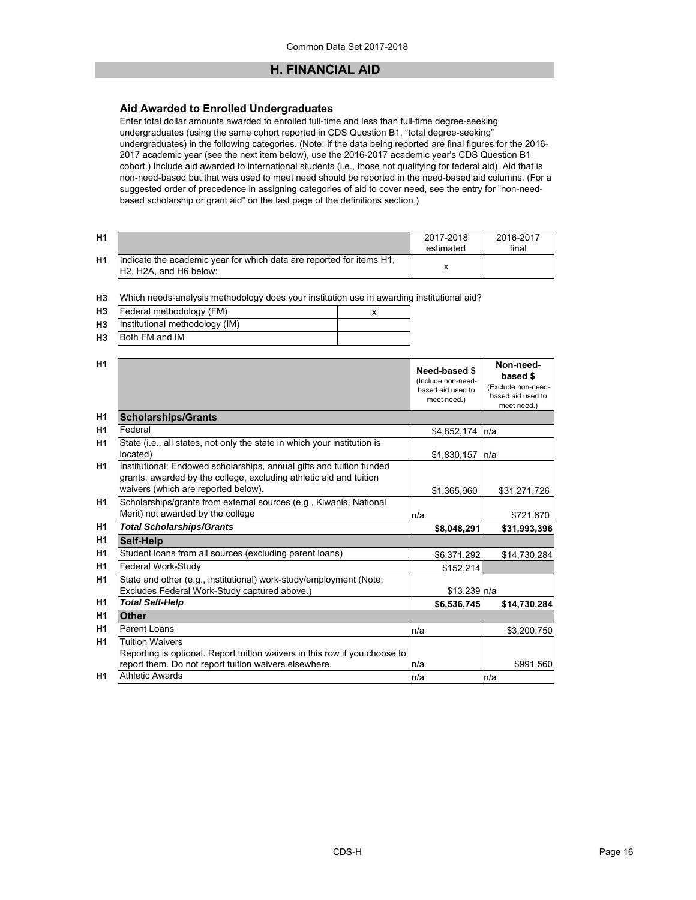## H. FINANCIAL AID

### Aid Awarded to Enrolled Undergraduates

Enter total dollar amounts awarded to enrolled full-time and less than full-time degree-seeking undergraduates (using the same cohort reported in CDS Question B1, "total degree-seeking" undergraduates) in the following categories. (Note: If the data being reported are final figures for the 2016-2017 academic year (see the next item below), use the 2016-2017 academic year's CDS Question B1 cohort.) Include aid awarded to international students (i.e., those not qualifying for federal aid). Aid that is non-need-based but that was used to meet need should be reported in the need-based aid columns. (For a suggested order of precedence in assigning categories of aid to cover need, see the entry for "non-need-based scholarship or grant aid" on the last page of the definitions section.)

| | | 2017-2018 estimated | 2016-2017 final |
|---|---|---|---|
| H1 | Indicate the academic year for which data are reported for items H1, H2, H2A, and H6 below: | x | |

H3 Which needs-analysis methodology does your institution use in awarding institutional aid?

| | | |
|---|---|---|
| H3 | Federal methodology (FM) | x |
| H3 | Institutional methodology (IM) | |
| H3 | Both FM and IM | |

| | | Need-based $ (Include non-need-based aid used to meet need.) | Non-need-based $ (Exclude non-need-based aid used to meet need.) |
|---|---|---|---|
| H1 | **Scholarships/Grants** | | |
| H1 | Federal | $4,852,174 | n/a |
| H1 | State (i.e., all states, not only the state in which your institution is located) | $1,830,157 | n/a |
| H1 | Institutional: Endowed scholarships, annual gifts and tuition funded grants, awarded by the college, excluding athletic aid and tuition waivers (which are reported below). | $1,365,960 | $31,271,726 |
| H1 | Scholarships/grants from external sources (e.g., Kiwanis, National Merit) not awarded by the college | n/a | $721,670 |
| H1 | ***Total Scholarships/Grants*** | **$8,048,291** | **$31,993,396** |
| H1 | **Self-Help** | | |
| H1 | Student loans from all sources (excluding parent loans) | $6,371,292 | $14,730,284 |
| H1 | Federal Work-Study | $152,214 | |
| H1 | State and other (e.g., institutional) work-study/employment (Note: Excludes Federal Work-Study captured above.) | $13,239 | n/a |
| H1 | ***Total Self-Help*** | **$6,536,745** | **$14,730,284** |
| H1 | **Other** | | |
| H1 | Parent Loans | n/a | $3,200,750 |
| H1 | Tuition Waivers<br>Reporting is optional. Report tuition waivers in this row if you choose to report them. Do not report tuition waivers elsewhere. | n/a | $991,560 |
| H1 | Athletic Awards | n/a | n/a |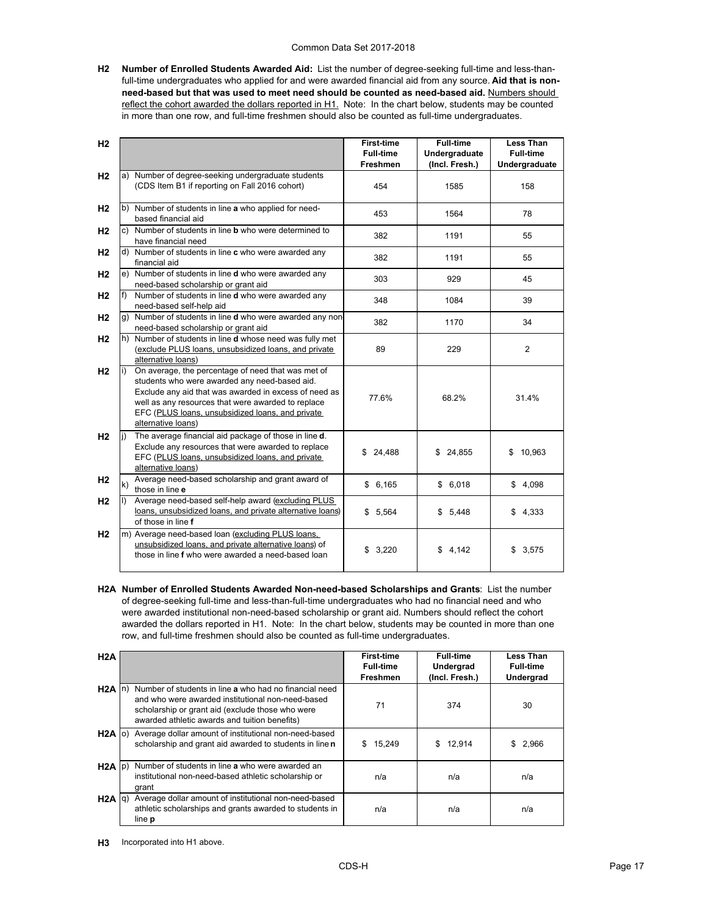**H2 Number of Enrolled Students Awarded Aid:** List the number of degree-seeking full-time and less-than-full-time undergraduates who applied for and were awarded financial aid from any source. **Aid that is non-need-based but that was used to meet need should be counted as need-based aid.** Numbers should reflect the cohort awarded the dollars reported in H1. Note: In the chart below, students may be counted in more than one row, and full-time freshmen should also be counted as full-time undergraduates.

| H2 | | First-time Full-time Freshmen | Full-time Undergraduate (Incl. Fresh.) | Less Than Full-time Undergraduate |
|---|---|---|---|---|
| H2 | a) Number of degree-seeking undergraduate students (CDS Item B1 if reporting on Fall 2016 cohort) | 454 | 1585 | 158 |
| H2 | b) Number of students in line **a** who applied for need-based financial aid | 453 | 1564 | 78 |
| H2 | c) Number of students in line **b** who were determined to have financial need | 382 | 1191 | 55 |
| H2 | d) Number of students in line **c** who were awarded any financial aid | 382 | 1191 | 55 |
| H2 | e) Number of students in line **d** who were awarded any need-based scholarship or grant aid | 303 | 929 | 45 |
| H2 | f) Number of students in line **d** who were awarded any need-based self-help aid | 348 | 1084 | 39 |
| H2 | g) Number of students in line **d** who were awarded any non-need-based scholarship or grant aid | 382 | 1170 | 34 |
| H2 | h) Number of students in line **d** whose need was fully met (exclude PLUS loans, unsubsidized loans, and private alternative loans) | 89 | 229 | 2 |
| H2 | i) On average, the percentage of need that was met of students who were awarded any need-based aid. Exclude any aid that was awarded in excess of need as well as any resources that were awarded to replace EFC (PLUS loans, unsubsidized loans, and private alternative loans) | 77.6% | 68.2% | 31.4% |
| H2 | j) The average financial aid package of those in line **d**. Exclude any resources that were awarded to replace EFC (PLUS loans, unsubsidized loans, and private alternative loans) | $ 24,488 | $ 24,855 | $ 10,963 |
| H2 | k) Average need-based scholarship and grant award of those in line **e** | $ 6,165 | $ 6,018 | $ 4,098 |
| H2 | l) Average need-based self-help award (excluding PLUS loans, unsubsidized loans, and private alternative loans) of those in line **f** | $ 5,564 | $ 5,448 | $ 4,333 |
| H2 | m) Average need-based loan (excluding PLUS loans, unsubsidized loans, and private alternative loans) of those in line **f** who were awarded a need-based loan | $ 3,220 | $ 4,142 | $ 3,575 |

**H2A Number of Enrolled Students Awarded Non-need-based Scholarships and Grants**: List the number of degree-seeking full-time and less-than-full-time undergraduates who had no financial need and who were awarded institutional non-need-based scholarship or grant aid. Numbers should reflect the cohort awarded the dollars reported in H1. Note: In the chart below, students may be counted in more than one row, and full-time freshmen should also be counted as full-time undergraduates.

| H2A | | First-time Full-time Freshmen | Full-time Undergrad (Incl. Fresh.) | Less Than Full-time Undergrad |
|---|---|---|---|---|
| H2A | n) Number of students in line **a** who had no financial need and who were awarded institutional non-need-based scholarship or grant aid (exclude those who were awarded athletic awards and tuition benefits) | 71 | 374 | 30 |
| H2A | o) Average dollar amount of institutional non-need-based scholarship and grant aid awarded to students in line **n** | $ 15,249 | $ 12,914 | $ 2,966 |
| H2A | p) Number of students in line **a** who were awarded an institutional non-need-based athletic scholarship or grant | n/a | n/a | n/a |
| H2A | q) Average dollar amount of institutional non-need-based athletic scholarships and grants awarded to students in line **p** | n/a | n/a | n/a |

**H3** Incorporated into H1 above.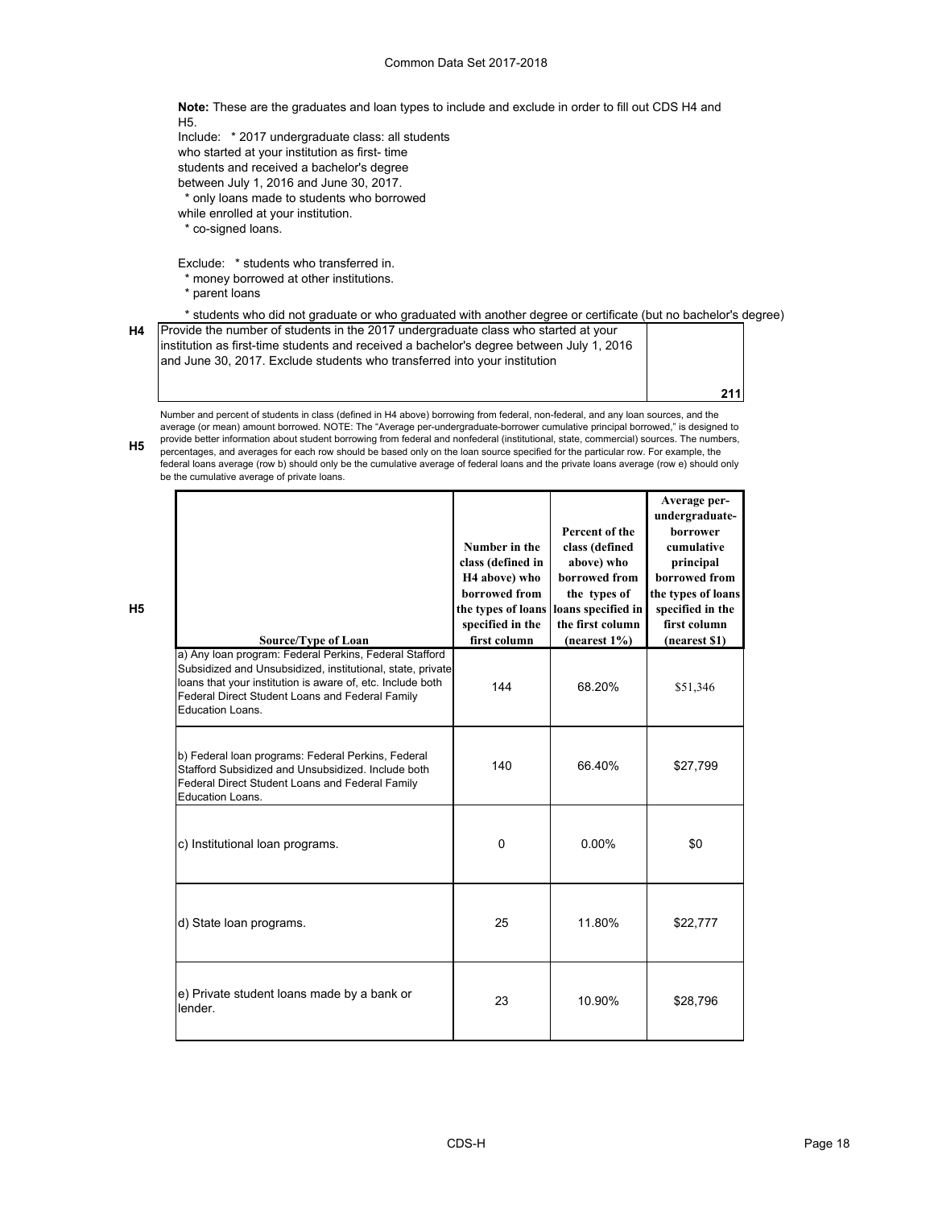**Note:** These are the graduates and loan types to include and exclude in order to fill out CDS H4 and H5.

Include: * 2017 undergraduate class: all students who started at your institution as first- time students and received a bachelor's degree between July 1, 2016 and June 30, 2017.
* only loans made to students who borrowed while enrolled at your institution.
* co-signed loans.

Exclude: * students who transferred in.
* money borrowed at other institutions.
* parent loans
* students who did not graduate or who graduated with another degree or certificate (but no bachelor's degree)

| H4 | Provide the number of students in the 2017 undergraduate class who started at your institution as first-time students and received a bachelor's degree between July 1, 2016 and June 30, 2017. Exclude students who transferred into your institution | 211 |
|---|---|---|

**H5** Number and percent of students in class (defined in H4 above) borrowing from federal, non-federal, and any loan sources, and the average (or mean) amount borrowed. NOTE: The "Average per-undergraduate-borrower cumulative principal borrowed," is designed to provide better information about student borrowing from federal and nonfederal (institutional, state, commercial) sources. The numbers, percentages, and averages for each row should be based only on the loan source specified for the particular row. For example, the federal loans average (row b) should only be the cumulative average of federal loans and the private loans average (row e) should only be the cumulative average of private loans.

| Source/Type of Loan | Number in the class (defined in H4 above) who borrowed from the types of loans specified in the first column | Percent of the class (defined above) who borrowed from the types of loans specified in the first column (nearest 1%) | Average per-undergraduate-borrower cumulative principal borrowed from the types of loans specified in the first column (nearest $1) |
|---|---|---|---|
| a) Any loan program: Federal Perkins, Federal Stafford Subsidized and Unsubsidized, institutional, state, private loans that your institution is aware of, etc. Include both Federal Direct Student Loans and Federal Family Education Loans. | 144 | 68.20% | $51,346 |
| b) Federal loan programs: Federal Perkins, Federal Stafford Subsidized and Unsubsidized. Include both Federal Direct Student Loans and Federal Family Education Loans. | 140 | 66.40% | $27,799 |
| c) Institutional loan programs. | 0 | 0.00% | $0 |
| d) State loan programs. | 25 | 11.80% | $22,777 |
| e) Private student loans made by a bank or lender. | 23 | 10.90% | $28,796 |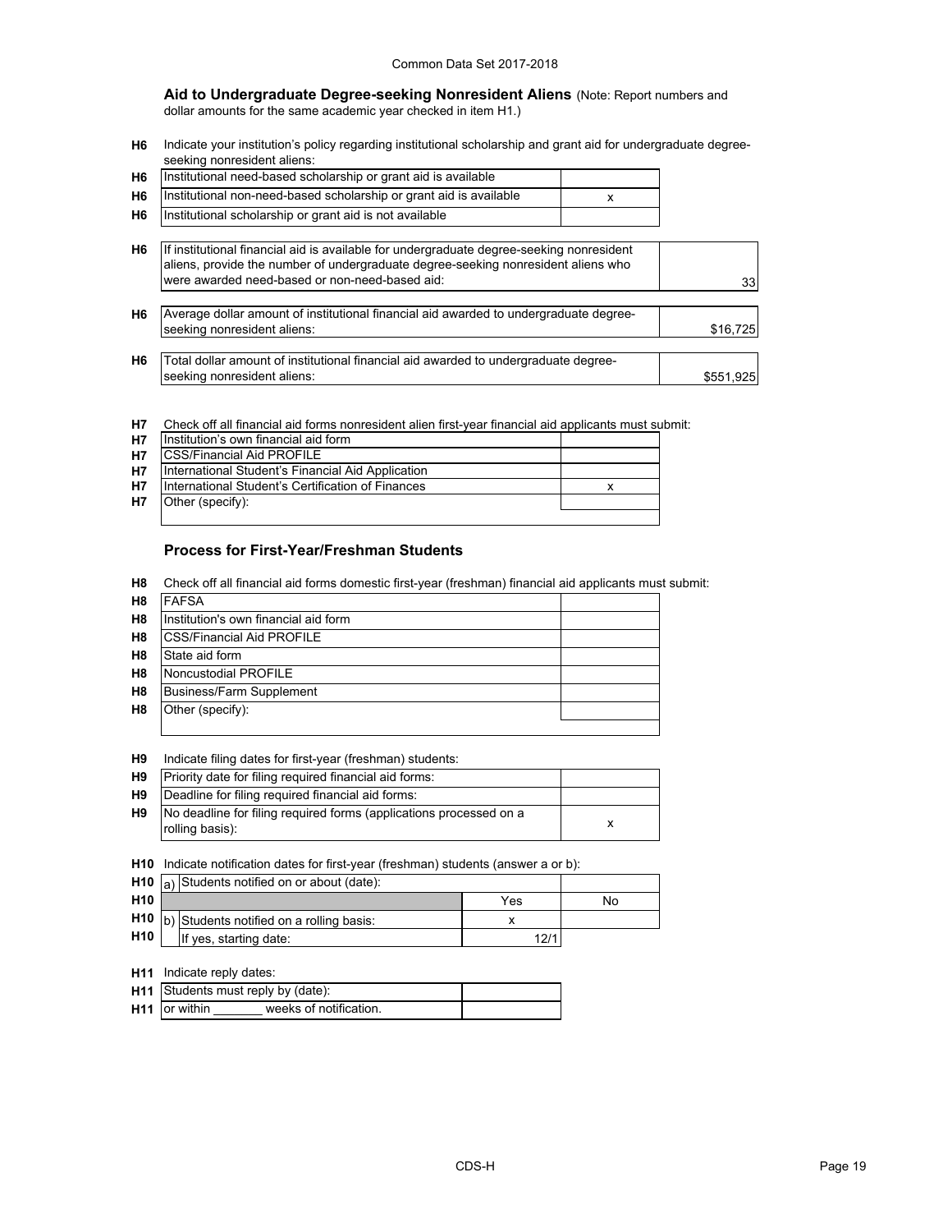### Aid to Undergraduate Degree-seeking Nonresident Aliens (Note: Report numbers and dollar amounts for the same academic year checked in item H1.)

**H6** Indicate your institution's policy regarding institutional scholarship and grant aid for undergraduate degree-seeking nonresident aliens:

| | | |
|---|---|---|
| H6 | Institutional need-based scholarship or grant aid is available | |
| H6 | Institutional non-need-based scholarship or grant aid is available | x |
| H6 | Institutional scholarship or grant aid is not available | |

| | | |
|---|---|---|
| H6 | If institutional financial aid is available for undergraduate degree-seeking nonresident aliens, provide the number of undergraduate degree-seeking nonresident aliens who were awarded need-based or non-need-based aid: | 33 |
| H6 | Average dollar amount of institutional financial aid awarded to undergraduate degree-seeking nonresident aliens: | $16,725 |
| H6 | Total dollar amount of institutional financial aid awarded to undergraduate degree-seeking nonresident aliens: | $551,925 |

**H7** Check off all financial aid forms nonresident alien first-year financial aid applicants must submit:

| | | |
|---|---|---|
| H7 | Institution's own financial aid form | |
| H7 | CSS/Financial Aid PROFILE | |
| H7 | International Student's Financial Aid Application | |
| H7 | International Student's Certification of Finances | x |
| H7 | Other (specify): | |

### Process for First-Year/Freshman Students

**H8** Check off all financial aid forms domestic first-year (freshman) financial aid applicants must submit:

| | | |
|---|---|---|
| H8 | FAFSA | |
| H8 | Institution's own financial aid form | |
| H8 | CSS/Financial Aid PROFILE | |
| H8 | State aid form | |
| H8 | Noncustodial PROFILE | |
| H8 | Business/Farm Supplement | |
| H8 | Other (specify): | |

**H9** Indicate filing dates for first-year (freshman) students:

| | | |
|---|---|---|
| H9 | Priority date for filing required financial aid forms: | |
| H9 | Deadline for filing required financial aid forms: | |
| H9 | No deadline for filing required forms (applications processed on a rolling basis): | x |

**H10** Indicate notification dates for first-year (freshman) students (answer a or b):

| | | | |
|---|---|---|---|
| H10 | a) Students notified on or about (date): | | |
| H10 | | Yes | No |
| H10 | b) Students notified on a rolling basis: | x | |
| H10 | If yes, starting date: | 12/1 | |

**H11** Indicate reply dates:

| | | |
|---|---|---|
| H11 | Students must reply by (date): | |
| H11 | or within _______ weeks of notification. | |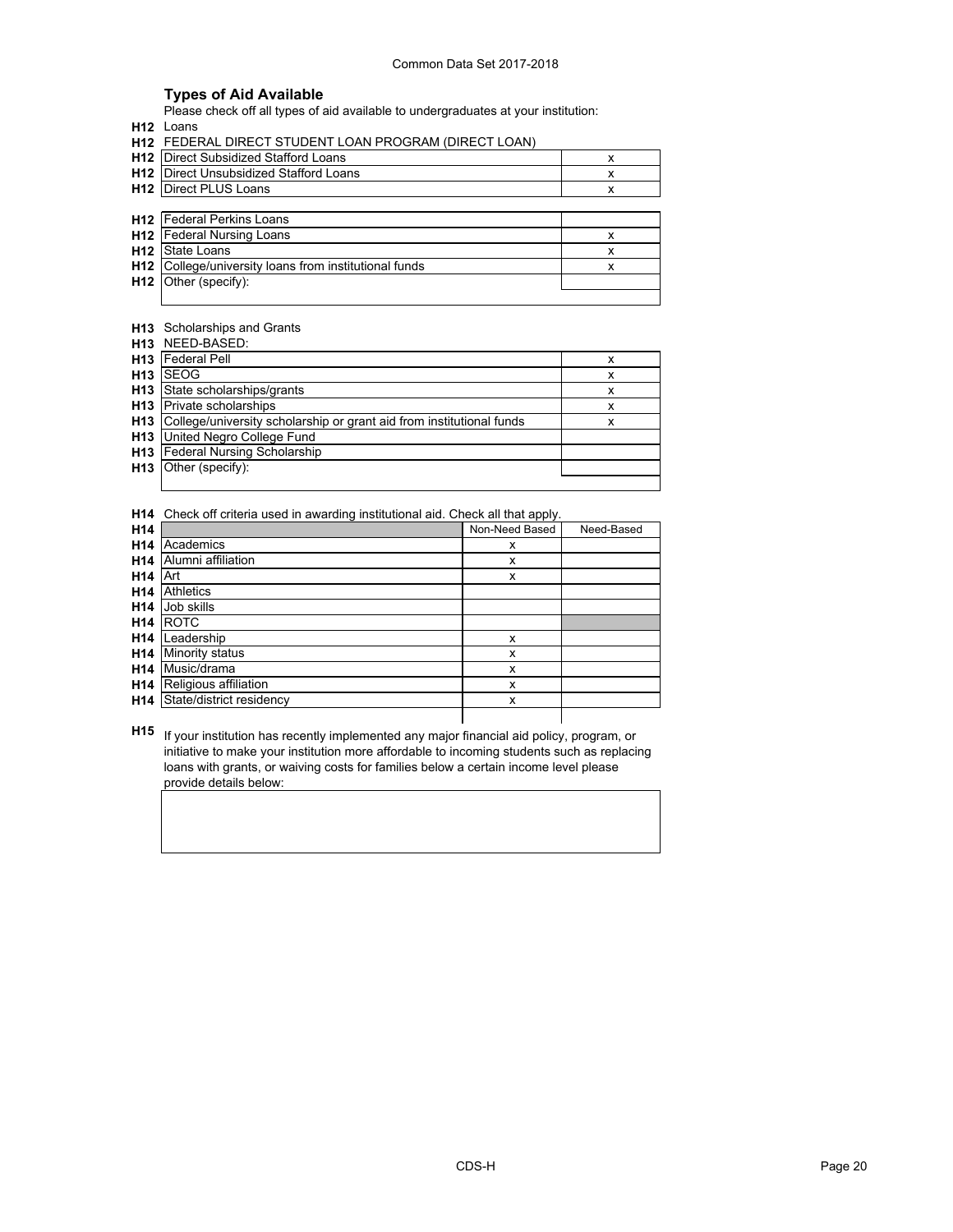## Types of Aid Available

Please check off all types of aid available to undergraduates at your institution:

H12 Loans

H12 FEDERAL DIRECT STUDENT LOAN PROGRAM (DIRECT LOAN)

| | | |
|---|---|---|
| H12 | Direct Subsidized Stafford Loans | x |
| H12 | Direct Unsubsidized Stafford Loans | x |
| H12 | Direct PLUS Loans | x |

| | | |
|---|---|---|
| H12 | Federal Perkins Loans | |
| H12 | Federal Nursing Loans | x |
| H12 | State Loans | x |
| H12 | College/university loans from institutional funds | x |
| H12 | Other (specify): | |

H13 Scholarships and Grants

H13 NEED-BASED:

| | | |
|---|---|---|
| H13 | Federal Pell | x |
| H13 | SEOG | x |
| H13 | State scholarships/grants | x |
| H13 | Private scholarships | x |
| H13 | College/university scholarship or grant aid from institutional funds | x |
| H13 | United Negro College Fund | |
| H13 | Federal Nursing Scholarship | |
| H13 | Other (specify): | |

H14 Check off criteria used in awarding institutional aid. Check all that apply.

| H14 | | Non-Need Based | Need-Based |
|---|---|---|---|
| H14 | Academics | x | |
| H14 | Alumni affiliation | x | |
| H14 | Art | x | |
| H14 | Athletics | | |
| H14 | Job skills | | |
| H14 | ROTC | | |
| H14 | Leadership | x | |
| H14 | Minority status | x | |
| H14 | Music/drama | x | |
| H14 | Religious affiliation | x | |
| H14 | State/district residency | x | |

H15 If your institution has recently implemented any major financial aid policy, program, or initiative to make your institution more affordable to incoming students such as replacing loans with grants, or waiving costs for families below a certain income level please provide details below: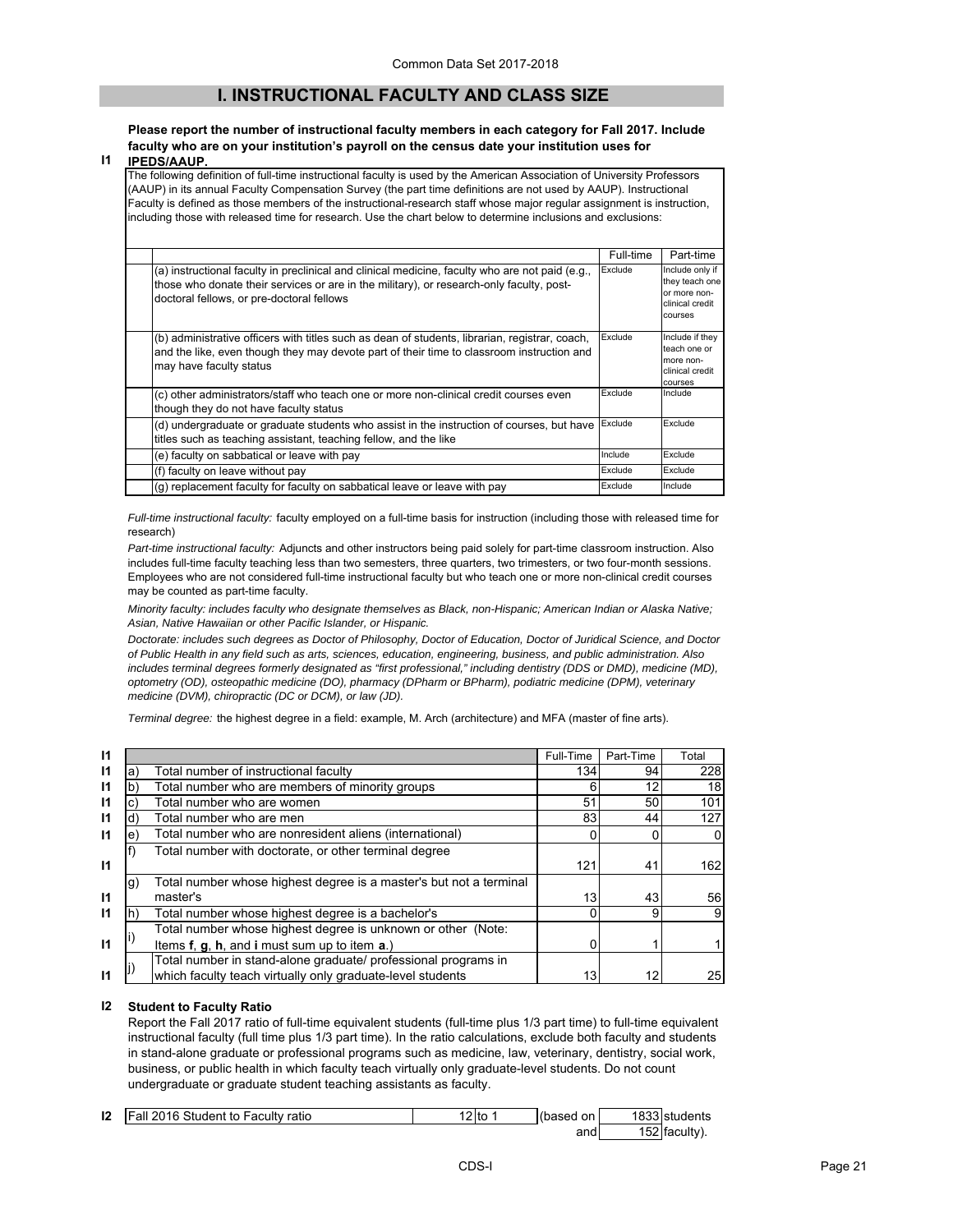## I. INSTRUCTIONAL FACULTY AND CLASS SIZE

**I1** **Please report the number of instructional faculty members in each category for Fall 2017. Include faculty who are on your institution's payroll on the census date your institution uses for IPEDS/AAUP.**

The following definition of full-time instructional faculty is used by the American Association of University Professors (AAUP) in its annual Faculty Compensation Survey (the part time definitions are not used by AAUP). Instructional Faculty is defined as those members of the instructional-research staff whose major regular assignment is instruction, including those with released time for research. Use the chart below to determine inclusions and exclusions:

| | Full-time | Part-time |
|---|---|---|
| (a) instructional faculty in preclinical and clinical medicine, faculty who are not paid (e.g., those who donate their services or are in the military), or research-only faculty, post-doctoral fellows, or pre-doctoral fellows | Exclude | Include only if they teach one or more non-clinical credit courses |
| (b) administrative officers with titles such as dean of students, librarian, registrar, coach, and the like, even though they may devote part of their time to classroom instruction and may have faculty status | Exclude | Include if they teach one or more non-clinical credit courses |
| (c) other administrators/staff who teach one or more non-clinical credit courses even though they do not have faculty status | Exclude | Include |
| (d) undergraduate or graduate students who assist in the instruction of courses, but have titles such as teaching assistant, teaching fellow, and the like | Exclude | Exclude |
| (e) faculty on sabbatical or leave with pay | Include | Exclude |
| (f) faculty on leave without pay | Exclude | Exclude |
| (g) replacement faculty for faculty on sabbatical leave or leave with pay | Exclude | Include |

*Full-time instructional faculty:* faculty employed on a full-time basis for instruction (including those with released time for research)

*Part-time instructional faculty:* Adjuncts and other instructors being paid solely for part-time classroom instruction. Also includes full-time faculty teaching less than two semesters, three quarters, two trimesters, or two four-month sessions. Employees who are not considered full-time instructional faculty but who teach one or more non-clinical credit courses may be counted as part-time faculty.

*Minority faculty: includes faculty who designate themselves as Black, non-Hispanic; American Indian or Alaska Native; Asian, Native Hawaiian or other Pacific Islander, or Hispanic.*

*Doctorate: includes such degrees as Doctor of Philosophy, Doctor of Education, Doctor of Juridical Science, and Doctor of Public Health in any field such as arts, sciences, education, engineering, business, and public administration. Also includes terminal degrees formerly designated as "first professional," including dentistry (DDS or DMD), medicine (MD), optometry (OD), osteopathic medicine (DO), pharmacy (DPharm or BPharm), podiatric medicine (DPM), veterinary medicine (DVM), chiropractic (DC or DCM), or law (JD).*

*Terminal degree:* the highest degree in a field: example, M. Arch (architecture) and MFA (master of fine arts).

| | | | Full-Time | Part-Time | Total |
|---|---|---|---|---|---|
| I1 | a) | Total number of instructional faculty | 134 | 94 | 228 |
| I1 | b) | Total number who are members of minority groups | 6 | 12 | 18 |
| I1 | c) | Total number who are women | 51 | 50 | 101 |
| I1 | d) | Total number who are men | 83 | 44 | 127 |
| I1 | e) | Total number who are nonresident aliens (international) | 0 | 0 | 0 |
| I1 | f) | Total number with doctorate, or other terminal degree | 121 | 41 | 162 |
| I1 | g) | Total number whose highest degree is a master's but not a terminal master's | 13 | 43 | 56 |
| I1 | h) | Total number whose highest degree is a bachelor's | 0 | 9 | 9 |
| I1 | i) | Total number whose highest degree is unknown or other (Note: Items **f**, **g**, **h**, and **i** must sum up to item **a**.) | 0 | 1 | 1 |
| I1 | j) | Total number in stand-alone graduate/ professional programs in which faculty teach virtually only graduate-level students | 13 | 12 | 25 |

**I2** **Student to Faculty Ratio**

Report the Fall 2017 ratio of full-time equivalent students (full-time plus 1/3 part time) to full-time equivalent instructional faculty (full time plus 1/3 part time). In the ratio calculations, exclude both faculty and students in stand-alone graduate or professional programs such as medicine, law, veterinary, dentistry, social work, business, or public health in which faculty teach virtually only graduate-level students. Do not count undergraduate or graduate student teaching assistants as faculty.

| I2 | Fall 2016 Student to Faculty ratio | 12 to 1 | (based on | 1833 students |
|---|---|---|---|---|
| | | | and | 152 faculty). |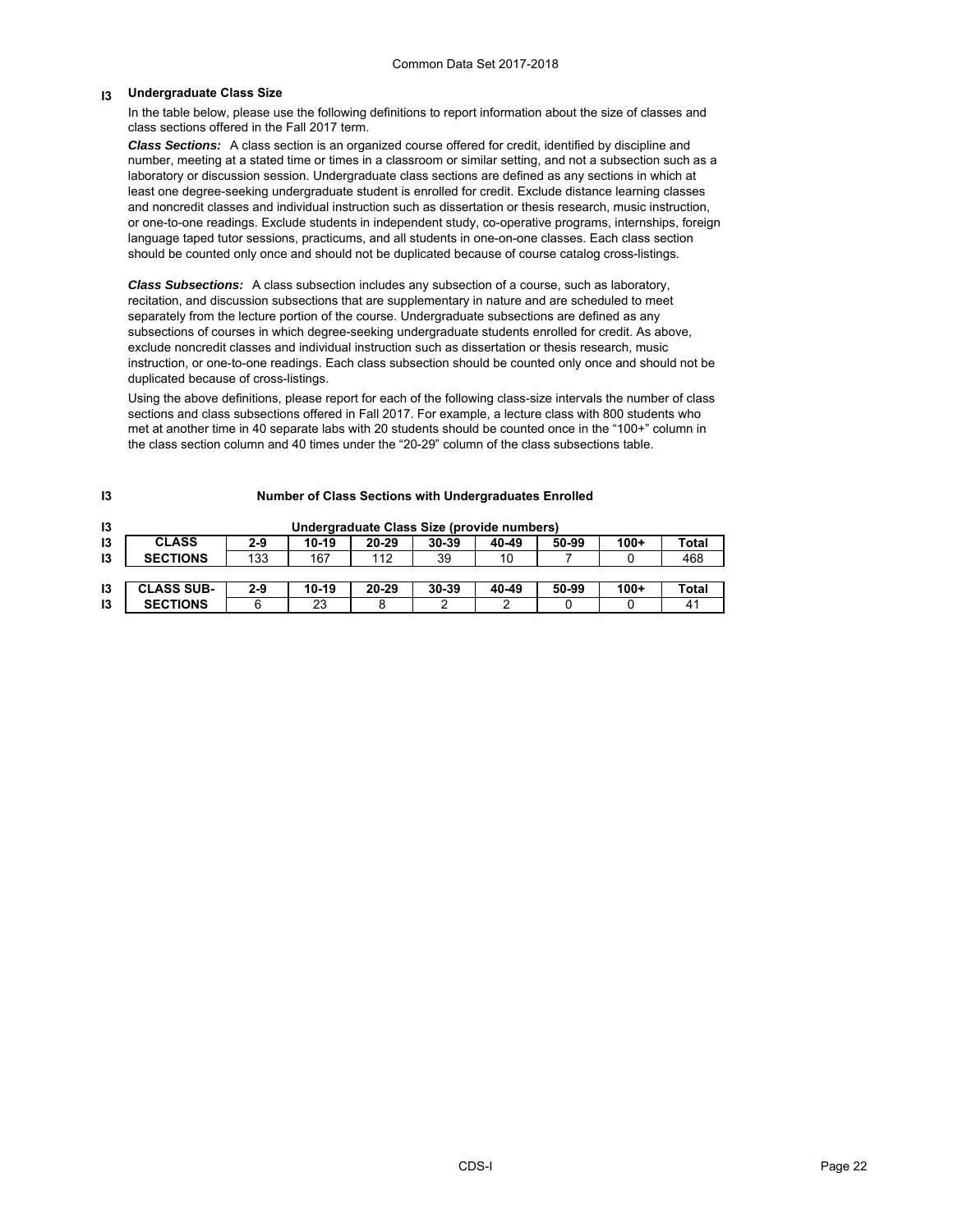## I3 Undergraduate Class Size

In the table below, please use the following definitions to report information about the size of classes and class sections offered in the Fall 2017 term.

***Class Sections:*** A class section is an organized course offered for credit, identified by discipline and number, meeting at a stated time or times in a classroom or similar setting, and not a subsection such as a laboratory or discussion session. Undergraduate class sections are defined as any sections in which at least one degree-seeking undergraduate student is enrolled for credit. Exclude distance learning classes and noncredit classes and individual instruction such as dissertation or thesis research, music instruction, or one-to-one readings. Exclude students in independent study, co-operative programs, internships, foreign language taped tutor sessions, practicums, and all students in one-on-one classes. Each class section should be counted only once and should not be duplicated because of course catalog cross-listings.

***Class Subsections:*** A class subsection includes any subsection of a course, such as laboratory, recitation, and discussion subsections that are supplementary in nature and are scheduled to meet separately from the lecture portion of the course. Undergraduate subsections are defined as any subsections of courses in which degree-seeking undergraduate students enrolled for credit. As above, exclude noncredit classes and individual instruction such as dissertation or thesis research, music instruction, or one-to-one readings. Each class subsection should be counted only once and should not be duplicated because of cross-listings.

Using the above definitions, please report for each of the following class-size intervals the number of class sections and class subsections offered in Fall 2017. For example, a lecture class with 800 students who met at another time in 40 separate labs with 20 students should be counted once in the "100+" column in the class section column and 40 times under the "20-29" column of the class subsections table.

**I3 Number of Class Sections with Undergraduates Enrolled**

**I3 Undergraduate Class Size (provide numbers)**

| CLASS SECTIONS | 2-9 | 10-19 | 20-29 | 30-39 | 40-49 | 50-99 | 100+ | Total |
|---|---|---|---|---|---|---|---|---|
| | 133 | 167 | 112 | 39 | 10 | 7 | 0 | 468 |

| CLASS SUB-SECTIONS | 2-9 | 10-19 | 20-29 | 30-39 | 40-49 | 50-99 | 100+ | Total |
|---|---|---|---|---|---|---|---|---|
| | 6 | 23 | 8 | 2 | 2 | 0 | 0 | 41 |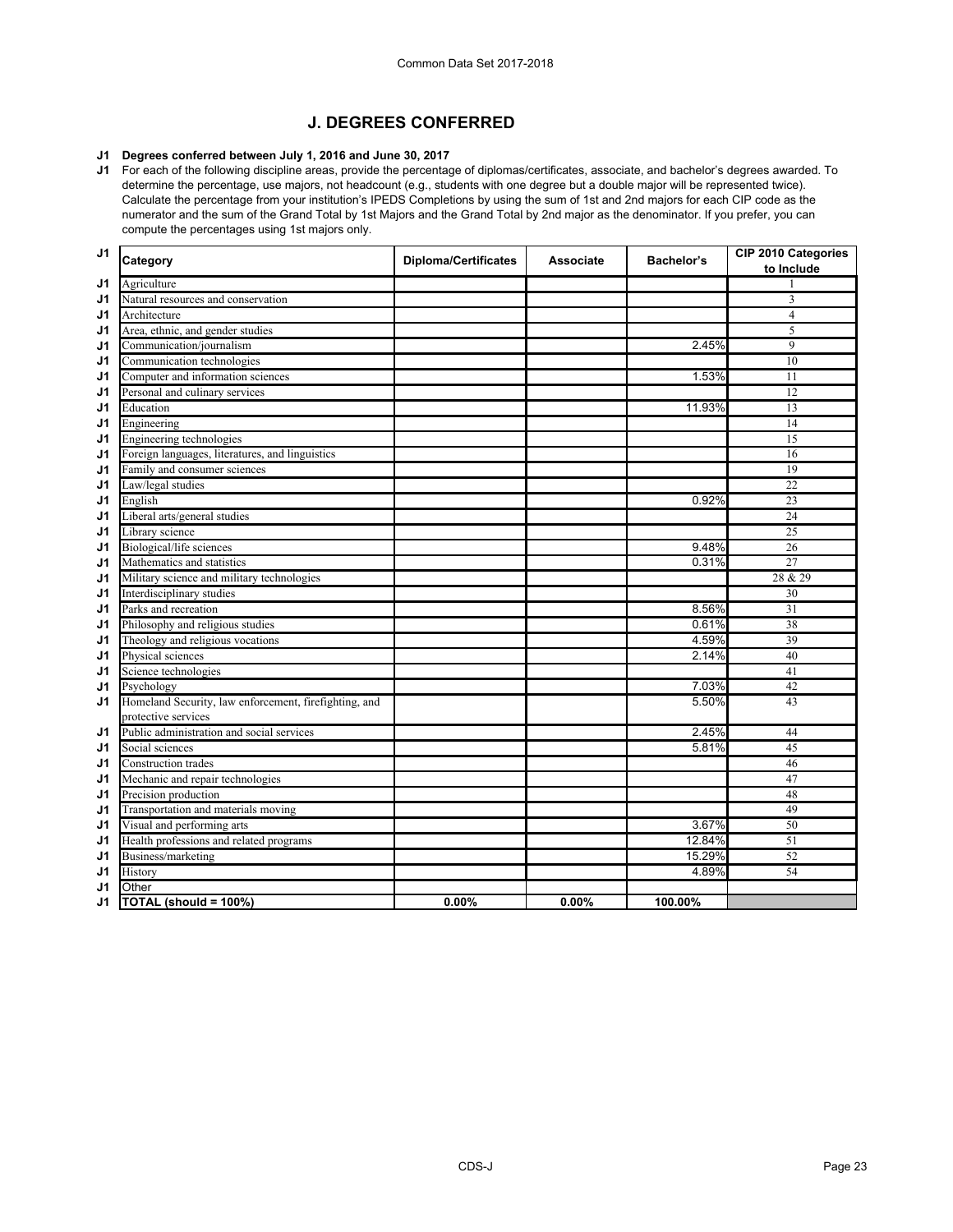## J. DEGREES CONFERRED

**J1 Degrees conferred between July 1, 2016 and June 30, 2017**

**J1** For each of the following discipline areas, provide the percentage of diplomas/certificates, associate, and bachelor's degrees awarded. To determine the percentage, use majors, not headcount (e.g., students with one degree but a double major will be represented twice). Calculate the percentage from your institution's IPEDS Completions by using the sum of 1st and 2nd majors for each CIP code as the numerator and the sum of the Grand Total by 1st Majors and the Grand Total by 2nd major as the denominator. If you prefer, you can compute the percentages using 1st majors only.

| | Category | Diploma/Certificates | Associate | Bachelor's | CIP 2010 Categories to Include |
|---|---|---|---|---|---|
| J1 | Agriculture | | | | 1 |
| J1 | Natural resources and conservation | | | | 3 |
| J1 | Architecture | | | | 4 |
| J1 | Area, ethnic, and gender studies | | | | 5 |
| J1 | Communication/journalism | | | 2.45% | 9 |
| J1 | Communication technologies | | | | 10 |
| J1 | Computer and information sciences | | | 1.53% | 11 |
| J1 | Personal and culinary services | | | | 12 |
| J1 | Education | | | 11.93% | 13 |
| J1 | Engineering | | | | 14 |
| J1 | Engineering technologies | | | | 15 |
| J1 | Foreign languages, literatures, and linguistics | | | | 16 |
| J1 | Family and consumer sciences | | | | 19 |
| J1 | Law/legal studies | | | | 22 |
| J1 | English | | | 0.92% | 23 |
| J1 | Liberal arts/general studies | | | | 24 |
| J1 | Library science | | | | 25 |
| J1 | Biological/life sciences | | | 9.48% | 26 |
| J1 | Mathematics and statistics | | | 0.31% | 27 |
| J1 | Military science and military technologies | | | | 28 & 29 |
| J1 | Interdisciplinary studies | | | | 30 |
| J1 | Parks and recreation | | | 8.56% | 31 |
| J1 | Philosophy and religious studies | | | 0.61% | 38 |
| J1 | Theology and religious vocations | | | 4.59% | 39 |
| J1 | Physical sciences | | | 2.14% | 40 |
| J1 | Science technologies | | | | 41 |
| J1 | Psychology | | | 7.03% | 42 |
| J1 | Homeland Security, law enforcement, firefighting, and protective services | | | 5.50% | 43 |
| J1 | Public administration and social services | | | 2.45% | 44 |
| J1 | Social sciences | | | 5.81% | 45 |
| J1 | Construction trades | | | | 46 |
| J1 | Mechanic and repair technologies | | | | 47 |
| J1 | Precision production | | | | 48 |
| J1 | Transportation and materials moving | | | | 49 |
| J1 | Visual and performing arts | | | 3.67% | 50 |
| J1 | Health professions and related programs | | | 12.84% | 51 |
| J1 | Business/marketing | | | 15.29% | 52 |
| J1 | History | | | 4.89% | 54 |
| J1 | Other | | | | |
| J1 | **TOTAL (should = 100%)** | **0.00%** | **0.00%** | **100.00%** | |